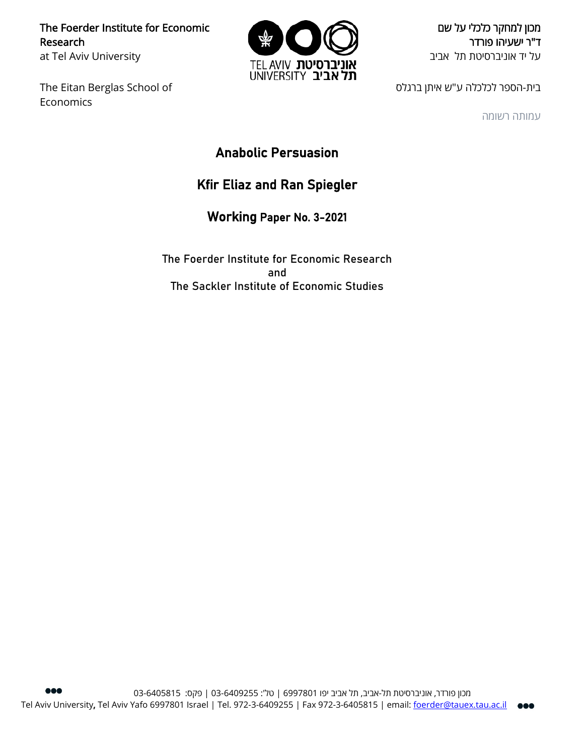The Foerder Institute for Economic Research
at Tel Aviv University

The Eitan Berglas School of Economics

מכון למחקר כלכלי על שם
ד"ר ישעיהו פורדר
על יד אוניברסיטת תל אביב

בית-הספר לכלכלה ע"ש איתן ברגלס

עמותה רשומה

# Anabolic Persuasion

## Kfir Eliaz and Ran Spiegler

### Working Paper No. 3-2021

The Foerder Institute for Economic Research
and
The Sackler Institute of Economic Studies

מכון פורדר, אוניברסיטת תל-אביב, תל אביב יפו 6997801 | טל': 03-6409255 | פקס: 03-6405815

Tel Aviv University, Tel Aviv Yafo 6997801 Israel | Tel. 972-3-6409255 | Fax 972-3-6405815 | email: foerder@tauex.tau.ac.il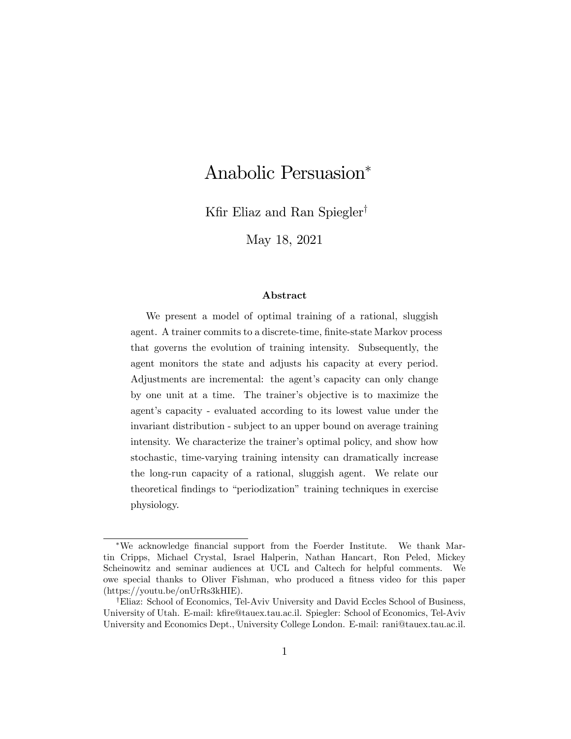# Anabolic Persuasion*

Kfir Eliaz and Ran Spiegler†

May 18, 2021

### Abstract

We present a model of optimal training of a rational, sluggish agent. A trainer commits to a discrete-time, finite-state Markov process that governs the evolution of training intensity. Subsequently, the agent monitors the state and adjusts his capacity at every period. Adjustments are incremental: the agent's capacity can only change by one unit at a time. The trainer's objective is to maximize the agent's capacity - evaluated according to its lowest value under the invariant distribution - subject to an upper bound on average training intensity. We characterize the trainer's optimal policy, and show how stochastic, time-varying training intensity can dramatically increase the long-run capacity of a rational, sluggish agent. We relate our theoretical findings to "periodization" training techniques in exercise physiology.

---

*We acknowledge financial support from the Foerder Institute. We thank Martin Cripps, Michael Crystal, Israel Halperin, Nathan Hancart, Ron Peled, Mickey Scheinowitz and seminar audiences at UCL and Caltech for helpful comments. We owe special thanks to Oliver Fishman, who produced a fitness video for this paper (https://youtu.be/onUrRs3kHIE).

†Eliaz: School of Economics, Tel-Aviv University and David Eccles School of Business, University of Utah. E-mail: kfire@tauex.tau.ac.il. Spiegler: School of Economics, Tel-Aviv University and Economics Dept., University College London. E-mail: rani@tauex.tau.ac.il.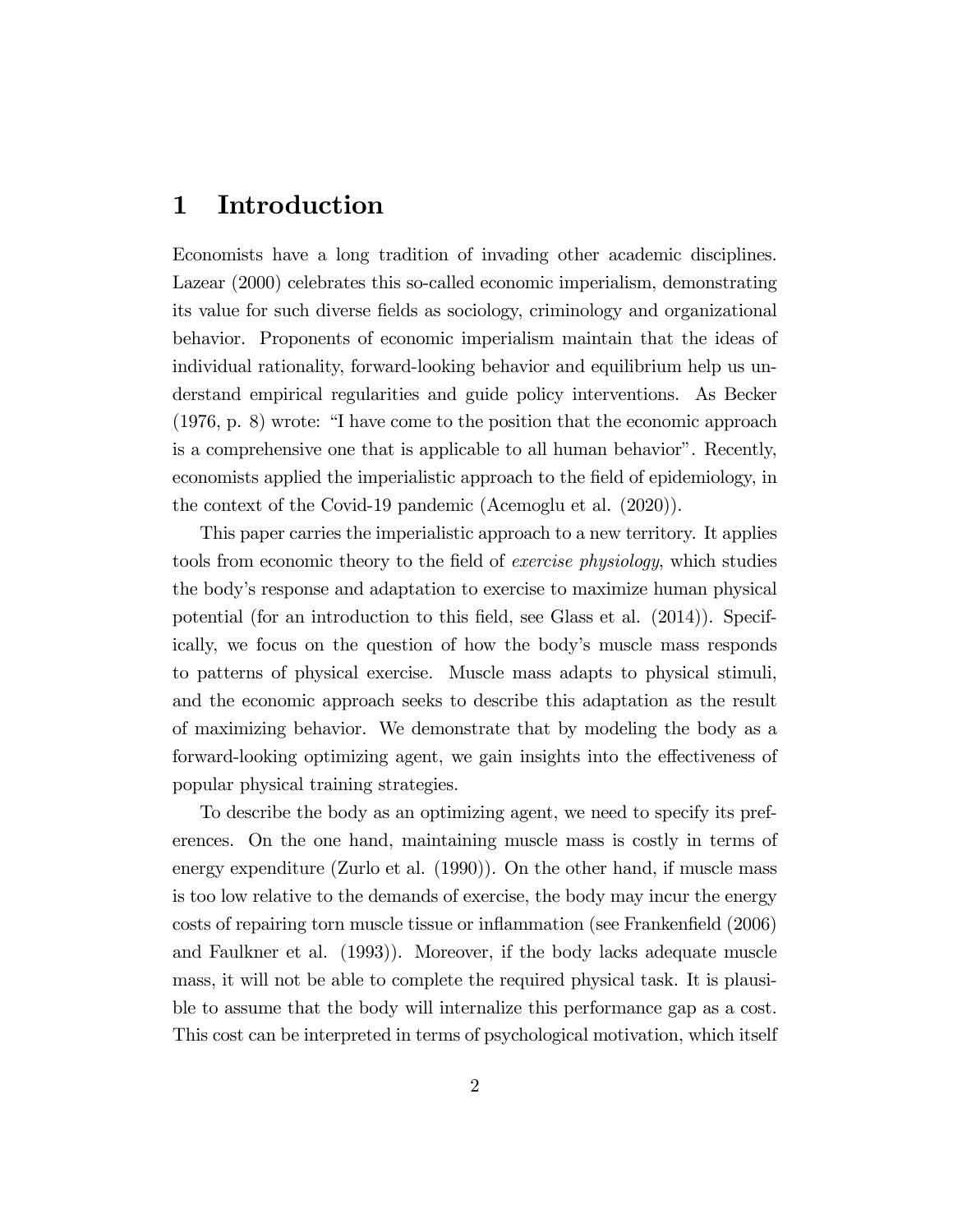# 1 Introduction

Economists have a long tradition of invading other academic disciplines. Lazear (2000) celebrates this so-called economic imperialism, demonstrating its value for such diverse fields as sociology, criminology and organizational behavior. Proponents of economic imperialism maintain that the ideas of individual rationality, forward-looking behavior and equilibrium help us understand empirical regularities and guide policy interventions. As Becker (1976, p. 8) wrote: "I have come to the position that the economic approach is a comprehensive one that is applicable to all human behavior". Recently, economists applied the imperialistic approach to the field of epidemiology, in the context of the Covid-19 pandemic (Acemoglu et al. (2020)).

This paper carries the imperialistic approach to a new territory. It applies tools from economic theory to the field of *exercise physiology*, which studies the body's response and adaptation to exercise to maximize human physical potential (for an introduction to this field, see Glass et al. (2014)). Specifically, we focus on the question of how the body's muscle mass responds to patterns of physical exercise. Muscle mass adapts to physical stimuli, and the economic approach seeks to describe this adaptation as the result of maximizing behavior. We demonstrate that by modeling the body as a forward-looking optimizing agent, we gain insights into the effectiveness of popular physical training strategies.

To describe the body as an optimizing agent, we need to specify its preferences. On the one hand, maintaining muscle mass is costly in terms of energy expenditure (Zurlo et al. (1990)). On the other hand, if muscle mass is too low relative to the demands of exercise, the body may incur the energy costs of repairing torn muscle tissue or inflammation (see Frankenfield (2006) and Faulkner et al. (1993)). Moreover, if the body lacks adequate muscle mass, it will not be able to complete the required physical task. It is plausible to assume that the body will internalize this performance gap as a cost. This cost can be interpreted in terms of psychological motivation, which itself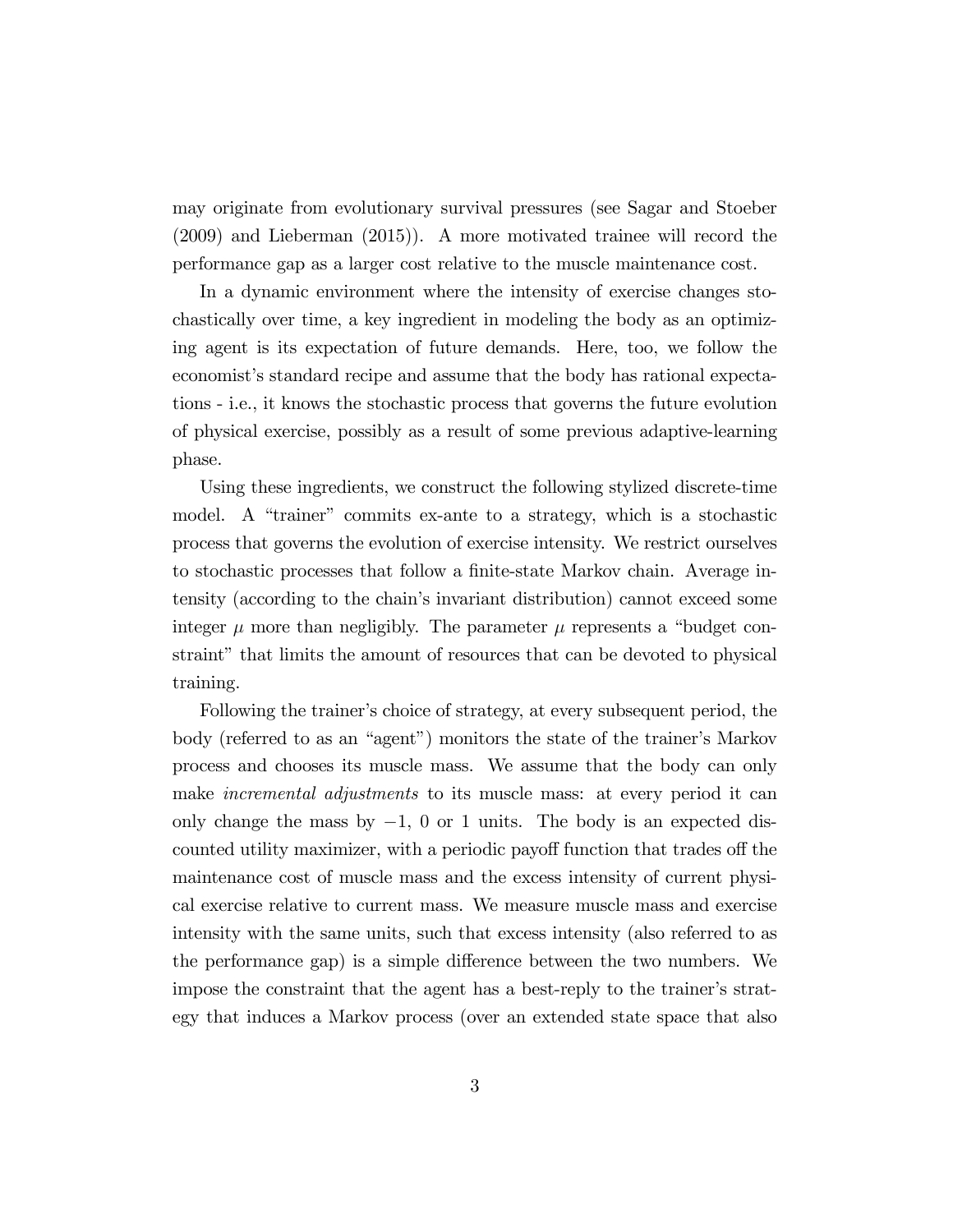may originate from evolutionary survival pressures (see Sagar and Stoeber (2009) and Lieberman (2015)). A more motivated trainee will record the performance gap as a larger cost relative to the muscle maintenance cost.

In a dynamic environment where the intensity of exercise changes stochastically over time, a key ingredient in modeling the body as an optimizing agent is its expectation of future demands. Here, too, we follow the economist's standard recipe and assume that the body has rational expectations - i.e., it knows the stochastic process that governs the future evolution of physical exercise, possibly as a result of some previous adaptive-learning phase.

Using these ingredients, we construct the following stylized discrete-time model. A "trainer" commits ex-ante to a strategy, which is a stochastic process that governs the evolution of exercise intensity. We restrict ourselves to stochastic processes that follow a finite-state Markov chain. Average intensity (according to the chain's invariant distribution) cannot exceed some integer $\mu$ more than negligibly. The parameter $\mu$ represents a "budget constraint" that limits the amount of resources that can be devoted to physical training.

Following the trainer's choice of strategy, at every subsequent period, the body (referred to as an "agent") monitors the state of the trainer's Markov process and chooses its muscle mass. We assume that the body can only make *incremental adjustments* to its muscle mass: at every period it can only change the mass by $-1$, $0$ or $1$ units. The body is an expected discounted utility maximizer, with a periodic payoff function that trades off the maintenance cost of muscle mass and the excess intensity of current physical exercise relative to current mass. We measure muscle mass and exercise intensity with the same units, such that excess intensity (also referred to as the performance gap) is a simple difference between the two numbers. We impose the constraint that the agent has a best-reply to the trainer's strategy that induces a Markov process (over an extended state space that also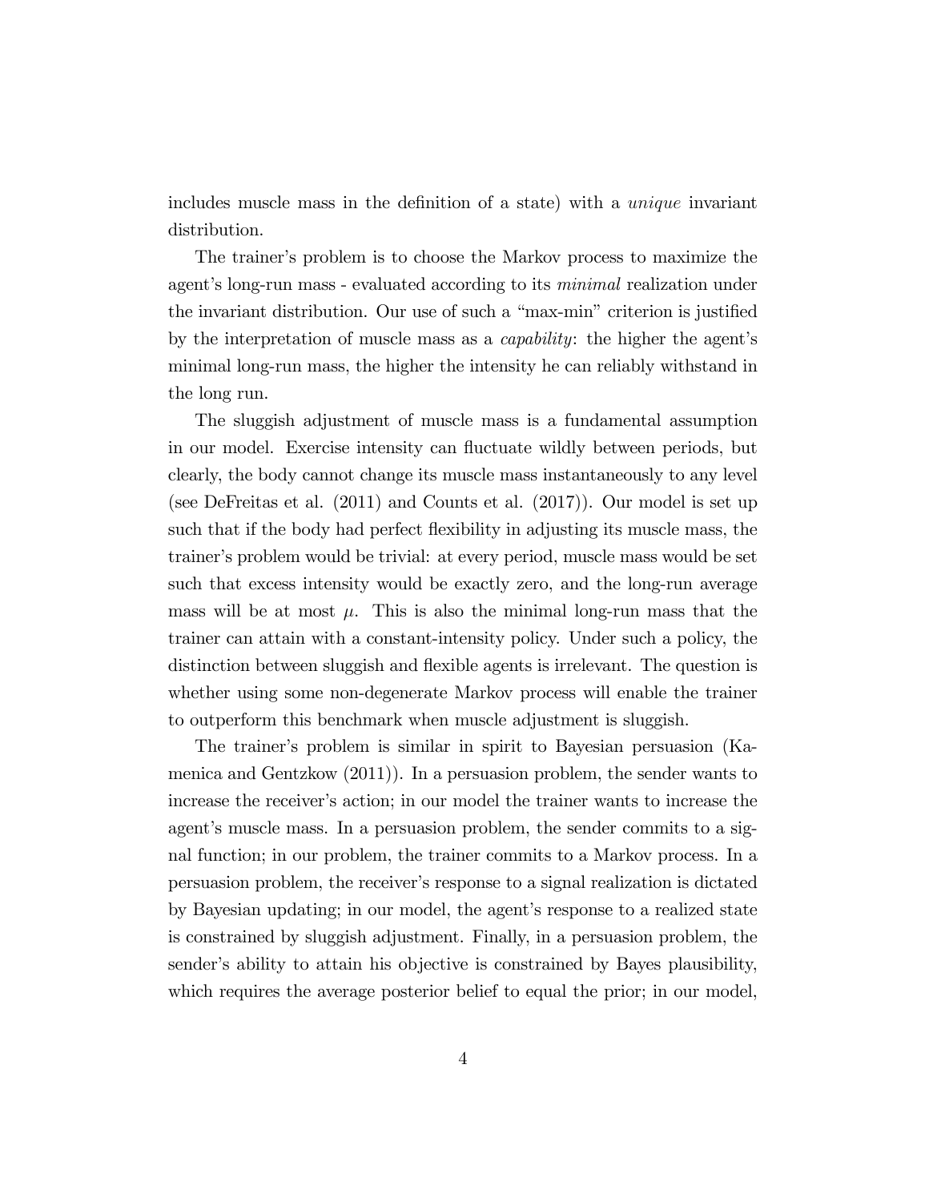includes muscle mass in the definition of a state) with a *unique* invariant distribution.

The trainer's problem is to choose the Markov process to maximize the agent's long-run mass - evaluated according to its *minimal* realization under the invariant distribution. Our use of such a "max-min" criterion is justified by the interpretation of muscle mass as a *capability*: the higher the agent's minimal long-run mass, the higher the intensity he can reliably withstand in the long run.

The sluggish adjustment of muscle mass is a fundamental assumption in our model. Exercise intensity can fluctuate wildly between periods, but clearly, the body cannot change its muscle mass instantaneously to any level (see DeFreitas et al. (2011) and Counts et al. (2017)). Our model is set up such that if the body had perfect flexibility in adjusting its muscle mass, the trainer's problem would be trivial: at every period, muscle mass would be set such that excess intensity would be exactly zero, and the long-run average mass will be at most $\mu$. This is also the minimal long-run mass that the trainer can attain with a constant-intensity policy. Under such a policy, the distinction between sluggish and flexible agents is irrelevant. The question is whether using some non-degenerate Markov process will enable the trainer to outperform this benchmark when muscle adjustment is sluggish.

The trainer's problem is similar in spirit to Bayesian persuasion (Kamenica and Gentzkow (2011)). In a persuasion problem, the sender wants to increase the receiver's action; in our model the trainer wants to increase the agent's muscle mass. In a persuasion problem, the sender commits to a signal function; in our problem, the trainer commits to a Markov process. In a persuasion problem, the receiver's response to a signal realization is dictated by Bayesian updating; in our model, the agent's response to a realized state is constrained by sluggish adjustment. Finally, in a persuasion problem, the sender's ability to attain his objective is constrained by Bayes plausibility, which requires the average posterior belief to equal the prior; in our model,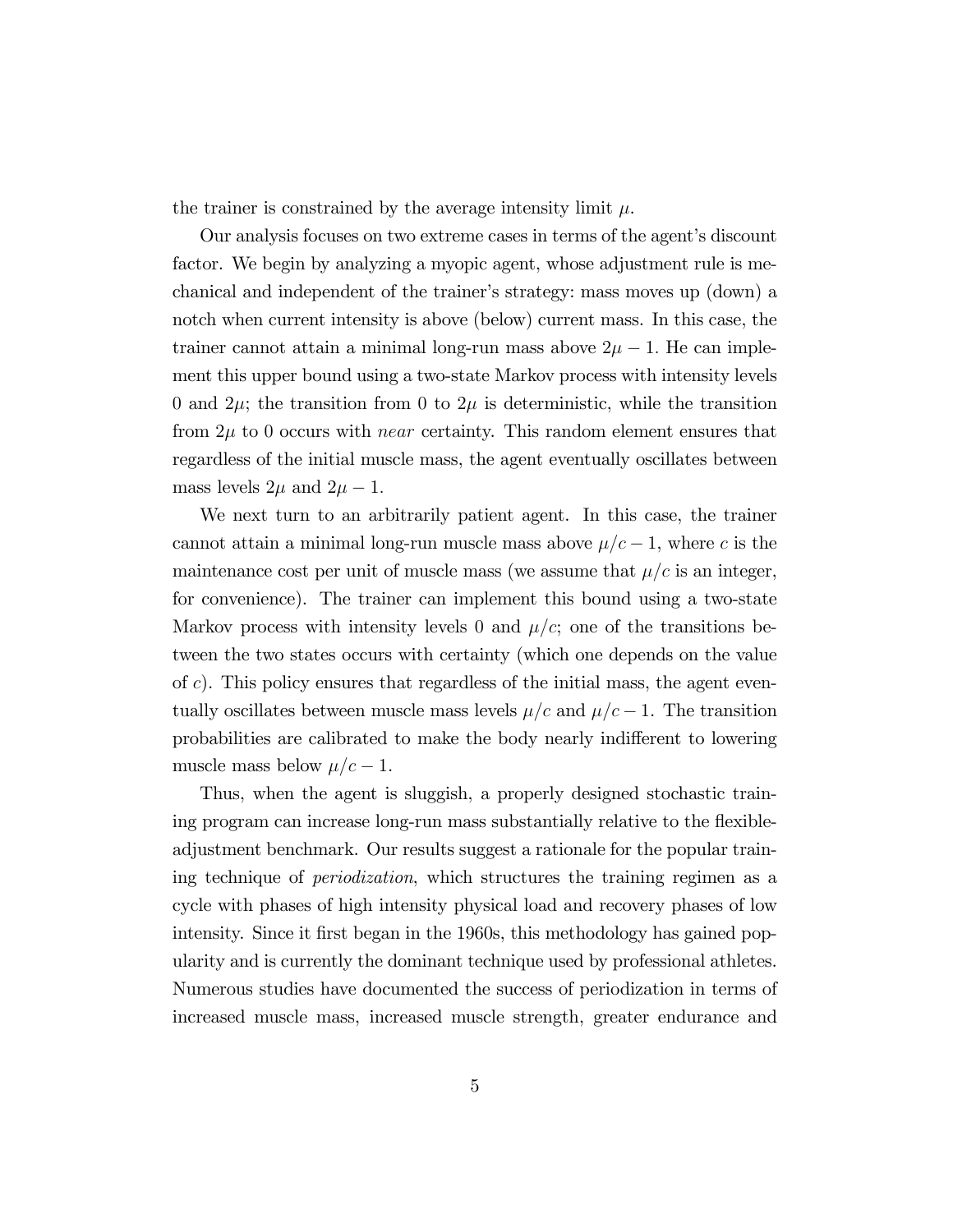the trainer is constrained by the average intensity limit $\mu$.

Our analysis focuses on two extreme cases in terms of the agent's discount factor. We begin by analyzing a myopic agent, whose adjustment rule is mechanical and independent of the trainer's strategy: mass moves up (down) a notch when current intensity is above (below) current mass. In this case, the trainer cannot attain a minimal long-run mass above $2\mu - 1$. He can implement this upper bound using a two-state Markov process with intensity levels 0 and $2\mu$; the transition from 0 to $2\mu$ is deterministic, while the transition from $2\mu$ to 0 occurs with *near* certainty. This random element ensures that regardless of the initial muscle mass, the agent eventually oscillates between mass levels $2\mu$ and $2\mu - 1$.

We next turn to an arbitrarily patient agent. In this case, the trainer cannot attain a minimal long-run muscle mass above $\mu/c - 1$, where $c$ is the maintenance cost per unit of muscle mass (we assume that $\mu/c$ is an integer, for convenience). The trainer can implement this bound using a two-state Markov process with intensity levels 0 and $\mu/c$; one of the transitions between the two states occurs with certainty (which one depends on the value of $c$). This policy ensures that regardless of the initial mass, the agent eventually oscillates between muscle mass levels $\mu/c$ and $\mu/c - 1$. The transition probabilities are calibrated to make the body nearly indifferent to lowering muscle mass below $\mu/c - 1$.

Thus, when the agent is sluggish, a properly designed stochastic training program can increase long-run mass substantially relative to the flexible-adjustment benchmark. Our results suggest a rationale for the popular training technique of *periodization*, which structures the training regimen as a cycle with phases of high intensity physical load and recovery phases of low intensity. Since it first began in the 1960s, this methodology has gained popularity and is currently the dominant technique used by professional athletes. Numerous studies have documented the success of periodization in terms of increased muscle mass, increased muscle strength, greater endurance and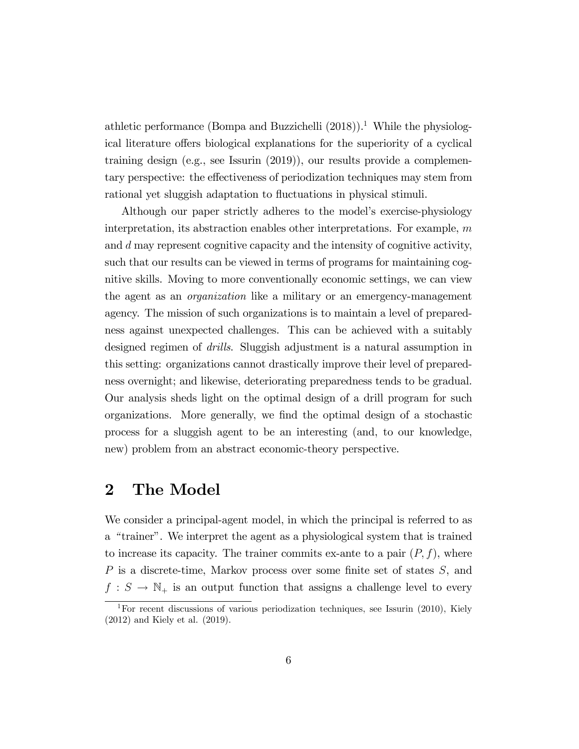athletic performance (Bompa and Buzzichelli (2018)).[1] While the physiological literature offers biological explanations for the superiority of a cyclical training design (e.g., see Issurin (2019)), our results provide a complementary perspective: the effectiveness of periodization techniques may stem from rational yet sluggish adaptation to fluctuations in physical stimuli.

Although our paper strictly adheres to the model's exercise-physiology interpretation, its abstraction enables other interpretations. For example, $m$ and $d$ may represent cognitive capacity and the intensity of cognitive activity, such that our results can be viewed in terms of programs for maintaining cognitive skills. Moving to more conventionally economic settings, we can view the agent as an *organization* like a military or an emergency-management agency. The mission of such organizations is to maintain a level of preparedness against unexpected challenges. This can be achieved with a suitably designed regimen of *drills*. Sluggish adjustment is a natural assumption in this setting: organizations cannot drastically improve their level of preparedness overnight; and likewise, deteriorating preparedness tends to be gradual. Our analysis sheds light on the optimal design of a drill program for such organizations. More generally, we find the optimal design of a stochastic process for a sluggish agent to be an interesting (and, to our knowledge, new) problem from an abstract economic-theory perspective.

## 2 The Model

We consider a principal-agent model, in which the principal is referred to as a "trainer". We interpret the agent as a physiological system that is trained to increase its capacity. The trainer commits ex-ante to a pair $(P, f)$, where $P$ is a discrete-time, Markov process over some finite set of states $S$, and $f : S \to \mathbb{N}_+$ is an output function that assigns a challenge level to every

[1]For recent discussions of various periodization techniques, see Issurin (2010), Kiely (2012) and Kiely et al. (2019).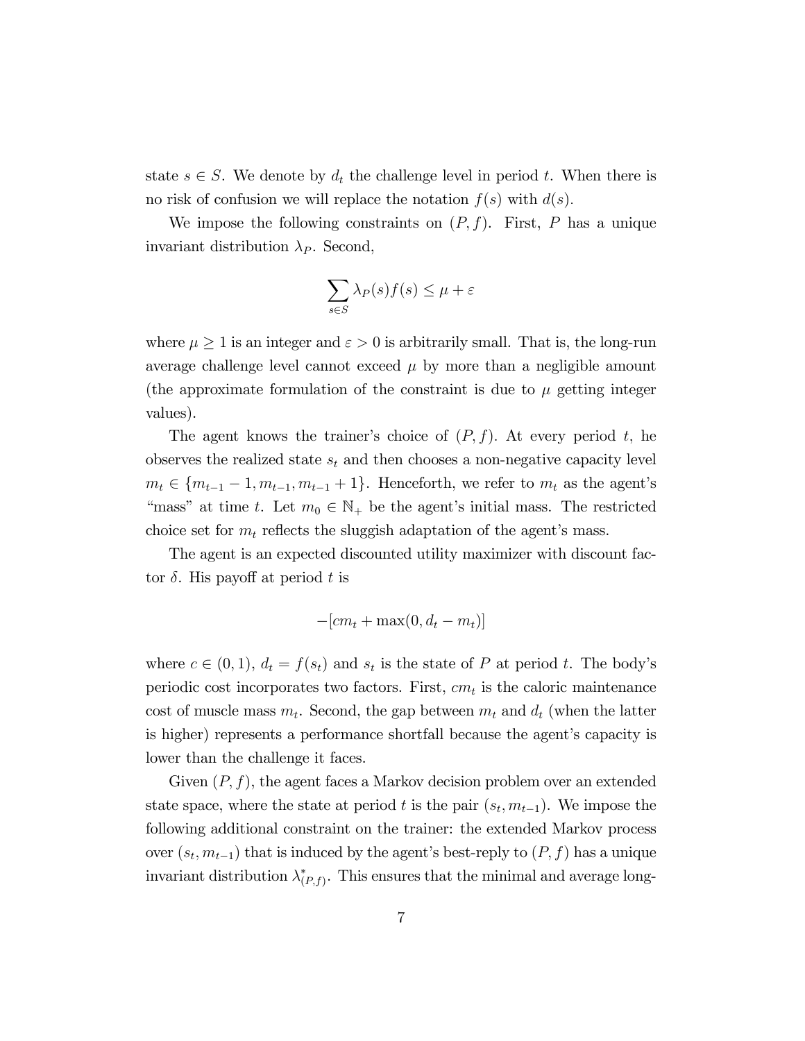state $s \in S$. We denote by $d_t$ the challenge level in period $t$. When there is no risk of confusion we will replace the notation $f(s)$ with $d(s)$.

We impose the following constraints on $(P, f)$. First, $P$ has a unique invariant distribution $\lambda_P$. Second,

$$\sum_{s \in S} \lambda_P(s) f(s) \leq \mu + \varepsilon$$

where $\mu \geq 1$ is an integer and $\varepsilon > 0$ is arbitrarily small. That is, the long-run average challenge level cannot exceed $\mu$ by more than a negligible amount (the approximate formulation of the constraint is due to $\mu$ getting integer values).

The agent knows the trainer's choice of $(P, f)$. At every period $t$, he observes the realized state $s_t$ and then chooses a non-negative capacity level $m_t \in \{m_{t-1} - 1, m_{t-1}, m_{t-1} + 1\}$. Henceforth, we refer to $m_t$ as the agent's "mass" at time $t$. Let $m_0 \in \mathbb{N}_+$ be the agent's initial mass. The restricted choice set for $m_t$ reflects the sluggish adaptation of the agent's mass.

The agent is an expected discounted utility maximizer with discount factor $\delta$. His payoff at period $t$ is

$$-[cm_t + \max(0, d_t - m_t)]$$

where $c \in (0, 1)$, $d_t = f(s_t)$ and $s_t$ is the state of $P$ at period $t$. The body's periodic cost incorporates two factors. First, $cm_t$ is the caloric maintenance cost of muscle mass $m_t$. Second, the gap between $m_t$ and $d_t$ (when the latter is higher) represents a performance shortfall because the agent's capacity is lower than the challenge it faces.

Given $(P, f)$, the agent faces a Markov decision problem over an extended state space, where the state at period $t$ is the pair $(s_t, m_{t-1})$. We impose the following additional constraint on the trainer: the extended Markov process over $(s_t, m_{t-1})$ that is induced by the agent's best-reply to $(P, f)$ has a unique invariant distribution $\lambda^*_{(P,f)}$. This ensures that the minimal and average long-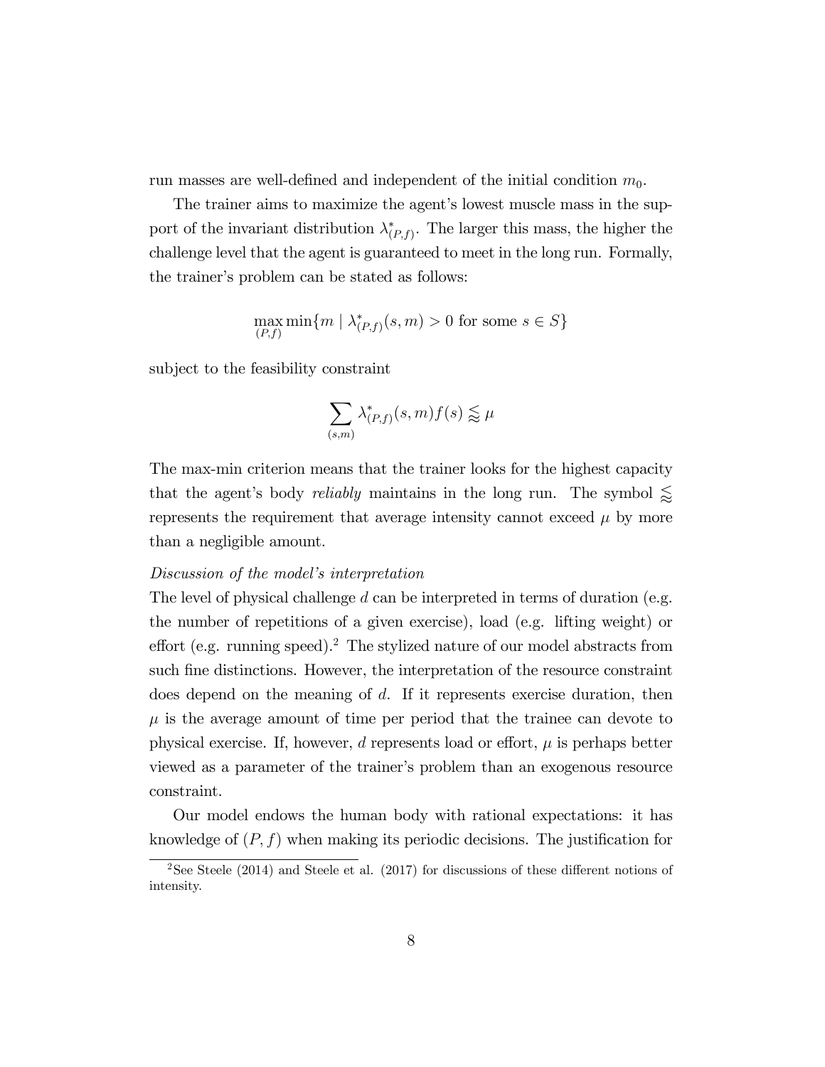run masses are well-defined and independent of the initial condition $m_0$.

The trainer aims to maximize the agent's lowest muscle mass in the support of the invariant distribution $\lambda^*_{(P,f)}$. The larger this mass, the higher the challenge level that the agent is guaranteed to meet in the long run. Formally, the trainer's problem can be stated as follows:

$$\max_{(P,f)} \min\{m \mid \lambda^*_{(P,f)}(s,m) > 0 \text{ for some } s \in S\}$$

subject to the feasibility constraint

$$\sum_{(s,m)} \lambda^*_{(P,f)}(s,m) f(s) \lessapprox \mu$$

The max-min criterion means that the trainer looks for the highest capacity that the agent's body *reliably* maintains in the long run. The symbol $\lessapprox$ represents the requirement that average intensity cannot exceed $\mu$ by more than a negligible amount.

*Discussion of the model's interpretation*

The level of physical challenge $d$ can be interpreted in terms of duration (e.g. the number of repetitions of a given exercise), load (e.g. lifting weight) or effort (e.g. running speed).[2] The stylized nature of our model abstracts from such fine distinctions. However, the interpretation of the resource constraint does depend on the meaning of $d$. If it represents exercise duration, then $\mu$ is the average amount of time per period that the trainee can devote to physical exercise. If, however, $d$ represents load or effort, $\mu$ is perhaps better viewed as a parameter of the trainer's problem than an exogenous resource constraint.

Our model endows the human body with rational expectations: it has knowledge of $(P, f)$ when making its periodic decisions. The justification for

[2] See Steele (2014) and Steele et al. (2017) for discussions of these different notions of intensity.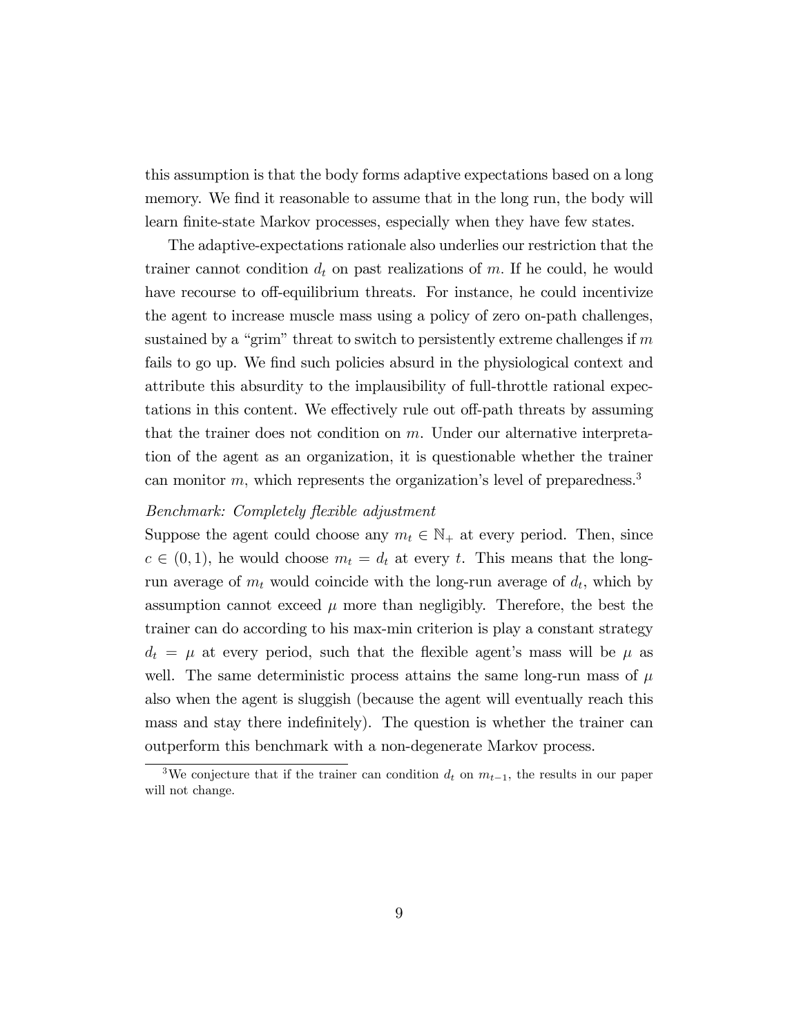this assumption is that the body forms adaptive expectations based on a long memory. We find it reasonable to assume that in the long run, the body will learn finite-state Markov processes, especially when they have few states.

The adaptive-expectations rationale also underlies our restriction that the trainer cannot condition $d_t$ on past realizations of $m$. If he could, he would have recourse to off-equilibrium threats. For instance, he could incentivize the agent to increase muscle mass using a policy of zero on-path challenges, sustained by a "grim" threat to switch to persistently extreme challenges if $m$ fails to go up. We find such policies absurd in the physiological context and attribute this absurdity to the implausibility of full-throttle rational expectations in this content. We effectively rule out off-path threats by assuming that the trainer does not condition on $m$. Under our alternative interpretation of the agent as an organization, it is questionable whether the trainer can monitor $m$, which represents the organization's level of preparedness.[3]

*Benchmark: Completely flexible adjustment*

Suppose the agent could choose any $m_t \in \mathbb{N}_+$ at every period. Then, since $c \in (0, 1)$, he would choose $m_t = d_t$ at every $t$. This means that the long-run average of $m_t$ would coincide with the long-run average of $d_t$, which by assumption cannot exceed $\mu$ more than negligibly. Therefore, the best the trainer can do according to his max-min criterion is play a constant strategy $d_t = \mu$ at every period, such that the flexible agent's mass will be $\mu$ as well. The same deterministic process attains the same long-run mass of $\mu$ also when the agent is sluggish (because the agent will eventually reach this mass and stay there indefinitely). The question is whether the trainer can outperform this benchmark with a non-degenerate Markov process.

[3]We conjecture that if the trainer can condition $d_t$ on $m_{t-1}$, the results in our paper will not change.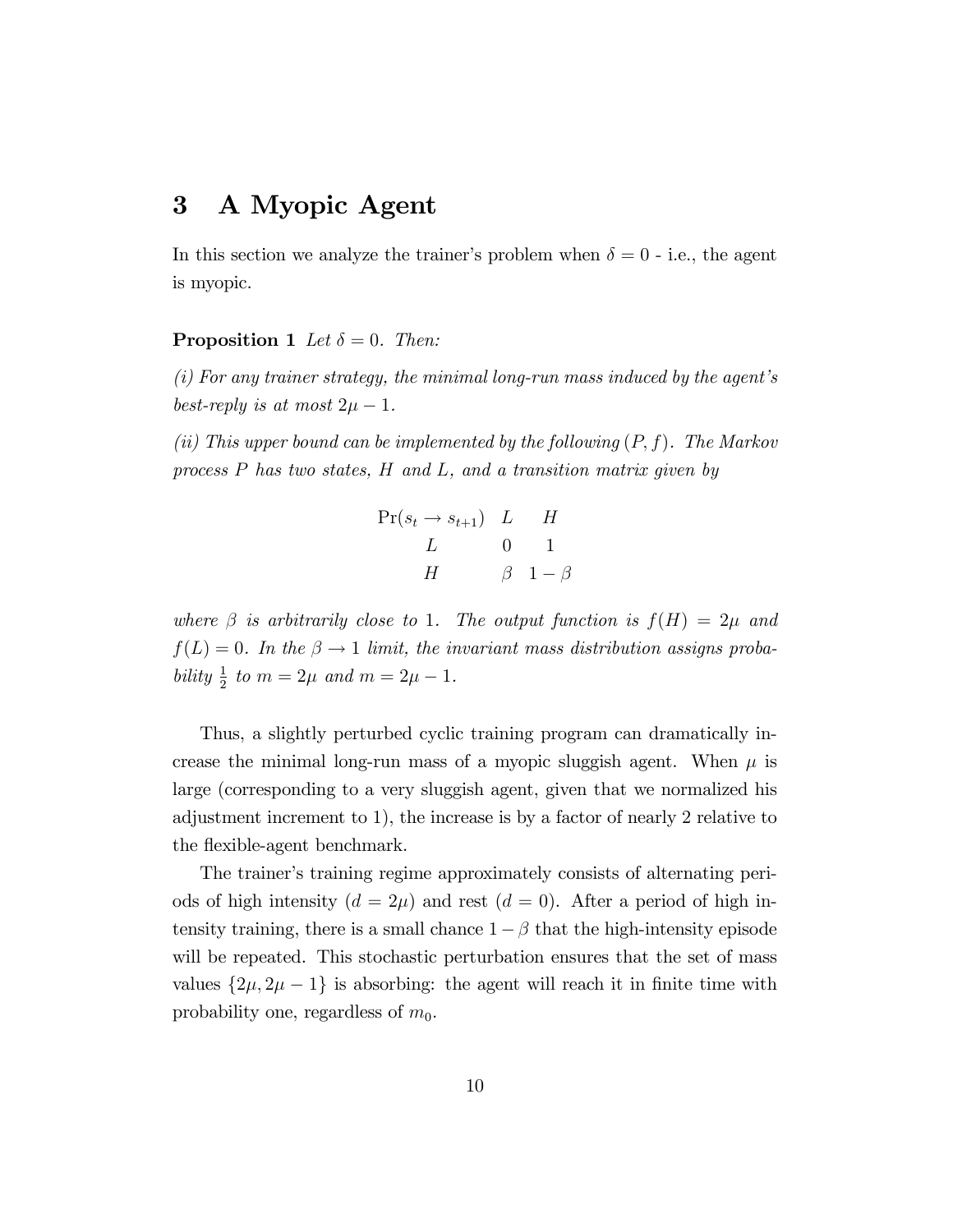# 3 A Myopic Agent

In this section we analyze the trainer's problem when $\delta = 0$ - i.e., the agent is myopic.

**Proposition 1** *Let $\delta = 0$. Then:*

*(i) For any trainer strategy, the minimal long-run mass induced by the agent's best-reply is at most $2\mu - 1$.*

*(ii) This upper bound can be implemented by the following $(P, f)$. The Markov process $P$ has two states, $H$ and $L$, and a transition matrix given by*

| $\Pr(s_t \to s_{t+1})$ | $L$ | $H$ |
|---|---|---|
| $L$ | $0$ | $1$ |
| $H$ | $\beta$ | $1-\beta$ |

*where $\beta$ is arbitrarily close to 1. The output function is $f(H) = 2\mu$ and $f(L) = 0$. In the $\beta \to 1$ limit, the invariant mass distribution assigns probability $\frac{1}{2}$ to $m = 2\mu$ and $m = 2\mu - 1$.*

Thus, a slightly perturbed cyclic training program can dramatically increase the minimal long-run mass of a myopic sluggish agent. When $\mu$ is large (corresponding to a very sluggish agent, given that we normalized his adjustment increment to 1), the increase is by a factor of nearly 2 relative to the flexible-agent benchmark.

The trainer's training regime approximately consists of alternating periods of high intensity ($d = 2\mu$) and rest ($d = 0$). After a period of high intensity training, there is a small chance $1 - \beta$ that the high-intensity episode will be repeated. This stochastic perturbation ensures that the set of mass values $\{2\mu, 2\mu - 1\}$ is absorbing: the agent will reach it in finite time with probability one, regardless of $m_0$.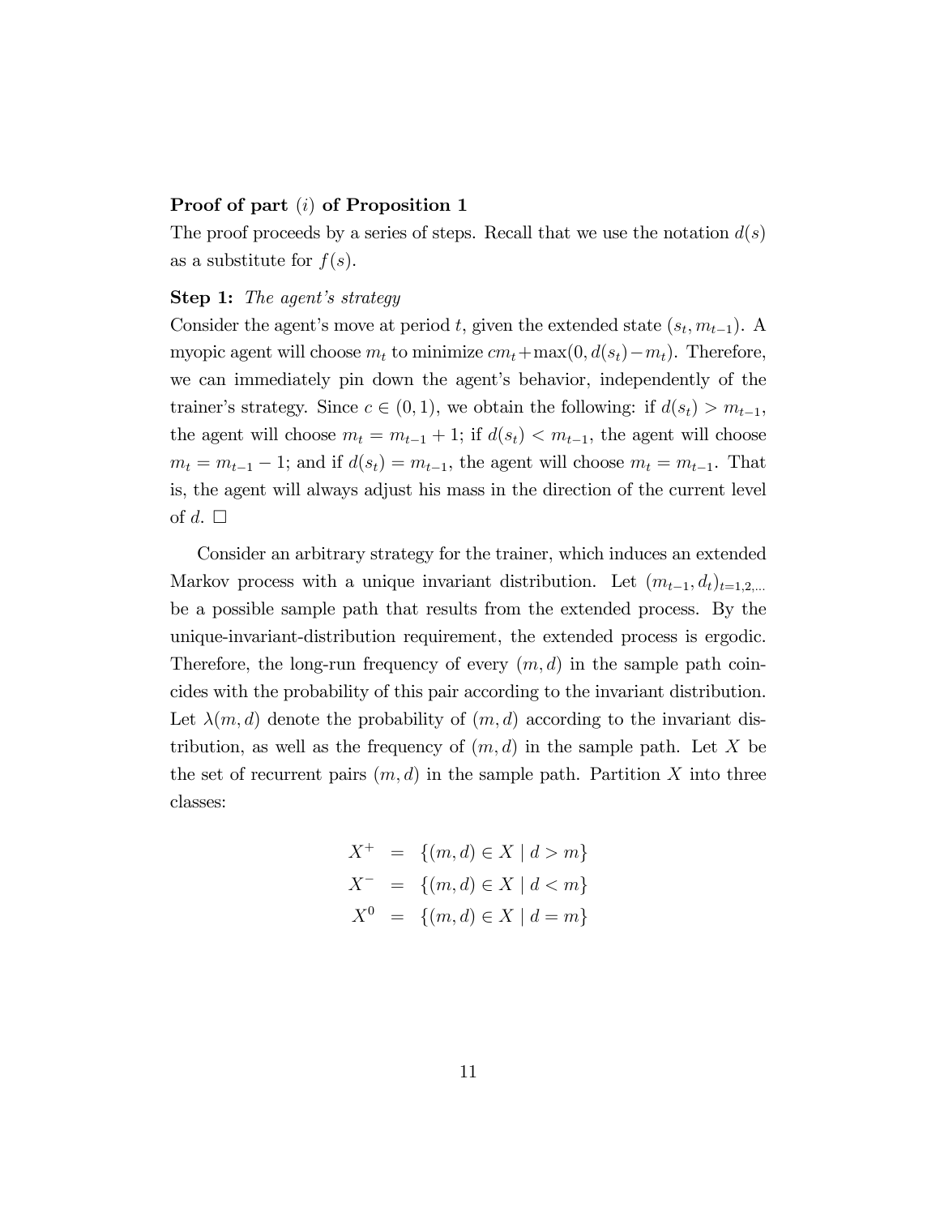**Proof of part $(i)$ of Proposition 1**

The proof proceeds by a series of steps. Recall that we use the notation $d(s)$ as a substitute for $f(s)$.

**Step 1:** *The agent's strategy*

Consider the agent's move at period $t$, given the extended state $(s_t, m_{t-1})$. A myopic agent will choose $m_t$ to minimize $cm_t + \max(0, d(s_t) - m_t)$. Therefore, we can immediately pin down the agent's behavior, independently of the trainer's strategy. Since $c \in (0,1)$, we obtain the following: if $d(s_t) > m_{t-1}$, the agent will choose $m_t = m_{t-1} + 1$; if $d(s_t) < m_{t-1}$, the agent will choose $m_t = m_{t-1} - 1$; and if $d(s_t) = m_{t-1}$, the agent will choose $m_t = m_{t-1}$. That is, the agent will always adjust his mass in the direction of the current level of $d$. $\square$

Consider an arbitrary strategy for the trainer, which induces an extended Markov process with a unique invariant distribution. Let $(m_{t-1}, d_t)_{t=1,2,\ldots}$ be a possible sample path that results from the extended process. By the unique-invariant-distribution requirement, the extended process is ergodic. Therefore, the long-run frequency of every $(m, d)$ in the sample path coincides with the probability of this pair according to the invariant distribution. Let $\lambda(m, d)$ denote the probability of $(m, d)$ according to the invariant distribution, as well as the frequency of $(m, d)$ in the sample path. Let $X$ be the set of recurrent pairs $(m, d)$ in the sample path. Partition $X$ into three classes:

$$
\begin{aligned}
X^+ &= \{(m, d) \in X \mid d > m\} \\
X^- &= \{(m, d) \in X \mid d < m\} \\
X^0 &= \{(m, d) \in X \mid d = m\}
\end{aligned}
$$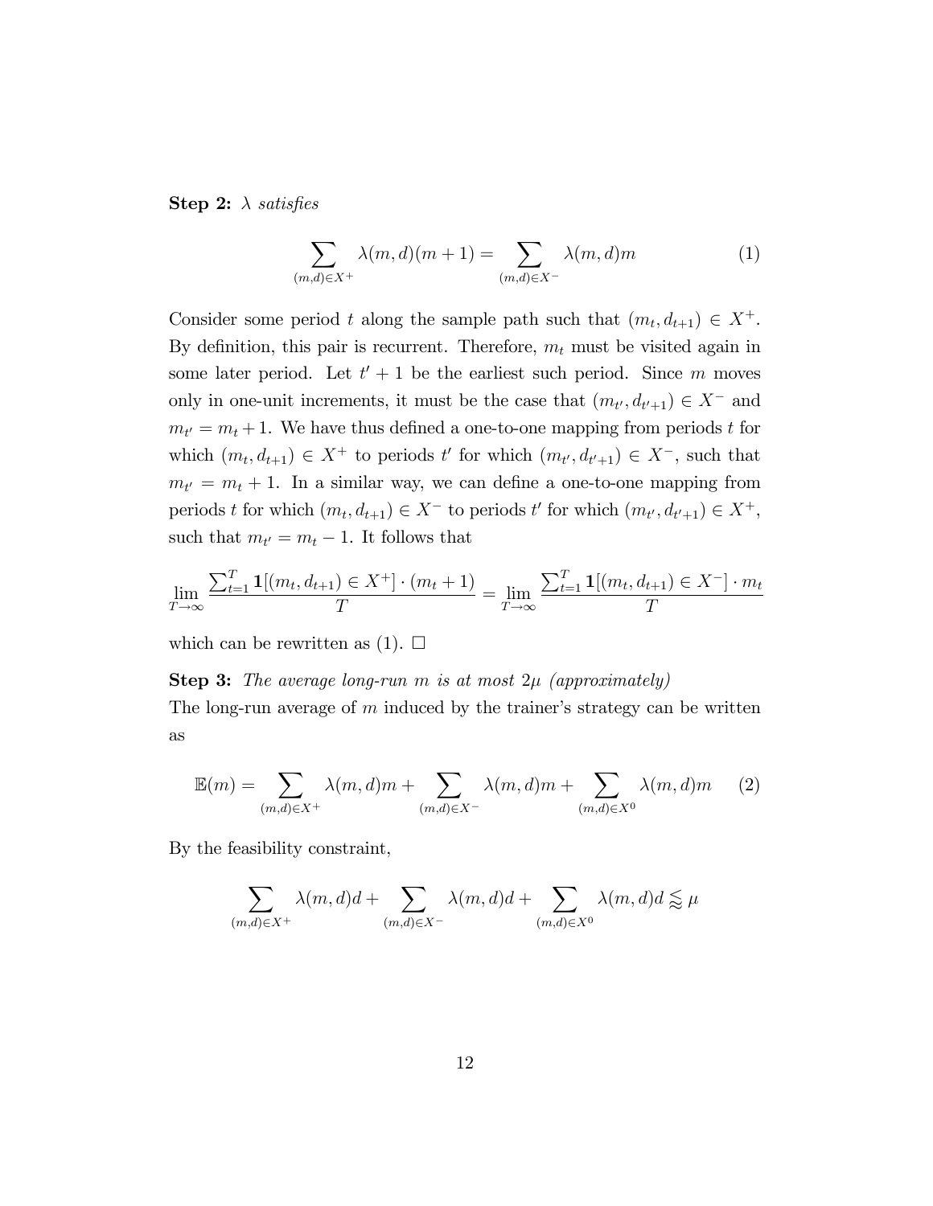**Step 2:** *$\lambda$ satisfies*

$$\sum_{(m,d)\in X^+} \lambda(m,d)(m+1) = \sum_{(m,d)\in X^-} \lambda(m,d)m \tag{1}$$

Consider some period $t$ along the sample path such that $(m_t, d_{t+1}) \in X^+$. By definition, this pair is recurrent. Therefore, $m_t$ must be visited again in some later period. Let $t'+1$ be the earliest such period. Since $m$ moves only in one-unit increments, it must be the case that $(m_{t'}, d_{t'+1}) \in X^-$ and $m_{t'} = m_t + 1$. We have thus defined a one-to-one mapping from periods $t$ for which $(m_t, d_{t+1}) \in X^+$ to periods $t'$ for which $(m_{t'}, d_{t'+1}) \in X^-$, such that $m_{t'} = m_t + 1$. In a similar way, we can define a one-to-one mapping from periods $t$ for which $(m_t, d_{t+1}) \in X^-$ to periods $t'$ for which $(m_{t'}, d_{t'+1}) \in X^+$, such that $m_{t'} = m_t - 1$. It follows that

$$\lim_{T\to\infty} \frac{\sum_{t=1}^{T} \mathbf{1}[(m_t, d_{t+1}) \in X^+] \cdot (m_t+1)}{T} = \lim_{T\to\infty} \frac{\sum_{t=1}^{T} \mathbf{1}[(m_t, d_{t+1}) \in X^-] \cdot m_t}{T}$$

which can be rewritten as (1). $\square$

**Step 3:** *The average long-run $m$ is at most $2\mu$ (approximately)*
The long-run average of $m$ induced by the trainer's strategy can be written as

$$\mathbb{E}(m) = \sum_{(m,d)\in X^+} \lambda(m,d)m + \sum_{(m,d)\in X^-} \lambda(m,d)m + \sum_{(m,d)\in X^0} \lambda(m,d)m \tag{2}$$

By the feasibility constraint,

$$\sum_{(m,d)\in X^+} \lambda(m,d)d + \sum_{(m,d)\in X^-} \lambda(m,d)d + \sum_{(m,d)\in X^0} \lambda(m,d)d \lessapprox \mu$$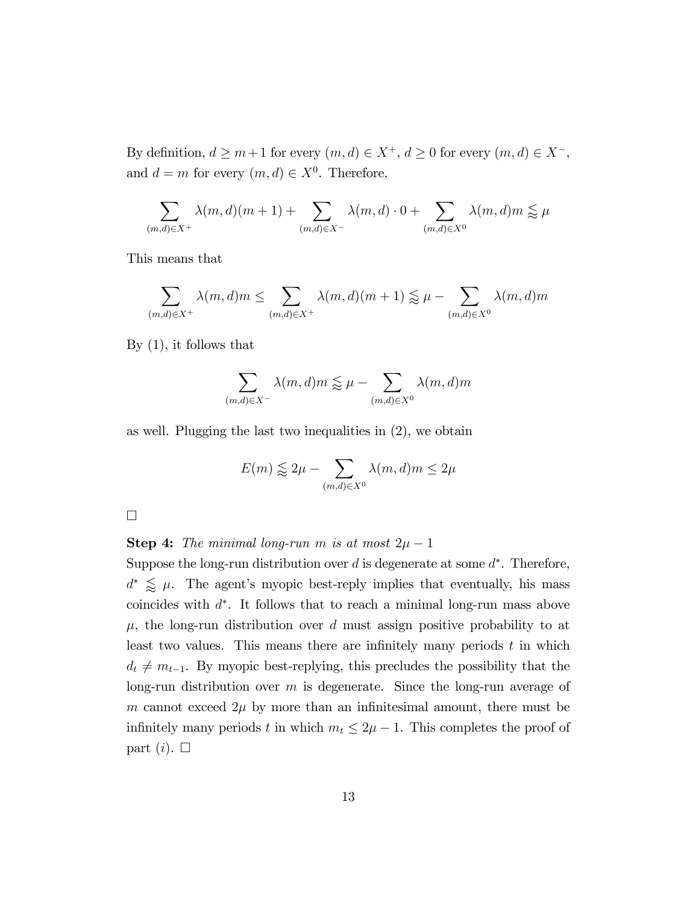By definition, $d \geq m+1$ for every $(m,d) \in X^+$, $d \geq 0$ for every $(m,d) \in X^-$, and $d = m$ for every $(m,d) \in X^0$. Therefore,

$$\sum_{(m,d)\in X^+} \lambda(m,d)(m+1) + \sum_{(m,d)\in X^-} \lambda(m,d) \cdot 0 + \sum_{(m,d)\in X^0} \lambda(m,d)m \lessapprox \mu$$

This means that

$$\sum_{(m,d)\in X^+} \lambda(m,d)m \leq \sum_{(m,d)\in X^+} \lambda(m,d)(m+1) \lessapprox \mu - \sum_{(m,d)\in X^0} \lambda(m,d)m$$

By (1), it follows that

$$\sum_{(m,d)\in X^-} \lambda(m,d)m \lessapprox \mu - \sum_{(m,d)\in X^0} \lambda(m,d)m$$

as well. Plugging the last two inequalities in (2), we obtain

$$E(m) \lessapprox 2\mu - \sum_{(m,d)\in X^0} \lambda(m,d)m \leq 2\mu$$

□

**Step 4:** *The minimal long-run $m$ is at most $2\mu - 1$*

Suppose the long-run distribution over $d$ is degenerate at some $d^*$. Therefore, $d^* \lessapprox \mu$. The agent's myopic best-reply implies that eventually, his mass coincides with $d^*$. It follows that to reach a minimal long-run mass above $\mu$, the long-run distribution over $d$ must assign positive probability to at least two values. This means there are infinitely many periods $t$ in which $d_t \neq m_{t-1}$. By myopic best-replying, this precludes the possibility that the long-run distribution over $m$ is degenerate. Since the long-run average of $m$ cannot exceed $2\mu$ by more than an infinitesimal amount, there must be infinitely many periods $t$ in which $m_t \leq 2\mu - 1$. This completes the proof of part $(i)$. □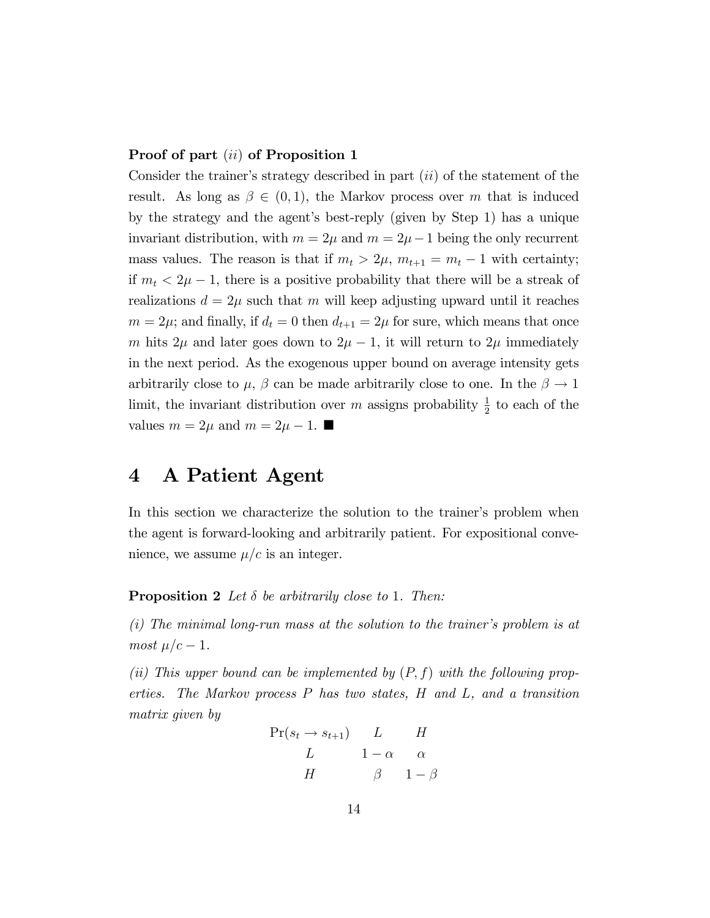**Proof of part** $(ii)$ **of Proposition 1**

Consider the trainer's strategy described in part $(ii)$ of the statement of the result. As long as $\beta \in (0, 1)$, the Markov process over $m$ that is induced by the strategy and the agent's best-reply (given by Step 1) has a unique invariant distribution, with $m = 2\mu$ and $m = 2\mu - 1$ being the only recurrent mass values. The reason is that if $m_t > 2\mu$, $m_{t+1} = m_t - 1$ with certainty; if $m_t < 2\mu - 1$, there is a positive probability that there will be a streak of realizations $d = 2\mu$ such that $m$ will keep adjusting upward until it reaches $m = 2\mu$; and finally, if $d_t = 0$ then $d_{t+1} = 2\mu$ for sure, which means that once $m$ hits $2\mu$ and later goes down to $2\mu - 1$, it will return to $2\mu$ immediately in the next period. As the exogenous upper bound on average intensity gets arbitrarily close to $\mu$, $\beta$ can be made arbitrarily close to one. In the $\beta \to 1$ limit, the invariant distribution over $m$ assigns probability $\frac{1}{2}$ to each of the values $m = 2\mu$ and $m = 2\mu - 1$. ■

# 4 A Patient Agent

In this section we characterize the solution to the trainer's problem when the agent is forward-looking and arbitrarily patient. For expositional convenience, we assume $\mu/c$ is an integer.

**Proposition 2** *Let $\delta$ be arbitrarily close to 1. Then:*

*(i) The minimal long-run mass at the solution to the trainer's problem is at most $\mu/c - 1$.*

*(ii) This upper bound can be implemented by $(P, f)$ with the following properties. The Markov process $P$ has two states, $H$ and $L$, and a transition matrix given by*

| $\Pr(s_t \to s_{t+1})$ | $L$ | $H$ |
|---|---|---|
| $L$ | $1 - \alpha$ | $\alpha$ |
| $H$ | $\beta$ | $1 - \beta$ |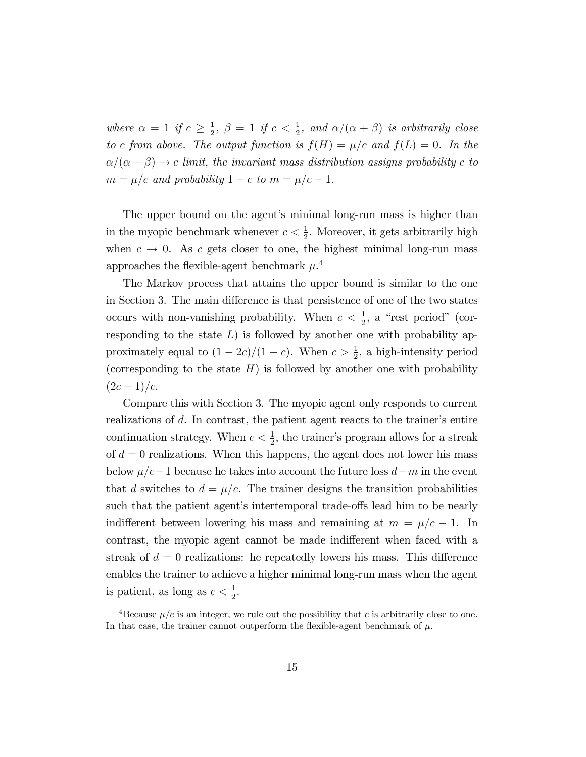*where $\alpha = 1$ if $c \geq \frac{1}{2}$, $\beta = 1$ if $c < \frac{1}{2}$, and $\alpha/(\alpha+\beta)$ is arbitrarily close to $c$ from above. The output function is $f(H) = \mu/c$ and $f(L) = 0$. In the $\alpha/(\alpha+\beta) \to c$ limit, the invariant mass distribution assigns probability $c$ to $m = \mu/c$ and probability $1-c$ to $m = \mu/c - 1$.*

The upper bound on the agent's minimal long-run mass is higher than in the myopic benchmark whenever $c < \frac{1}{2}$. Moreover, it gets arbitrarily high when $c \to 0$. As $c$ gets closer to one, the highest minimal long-run mass approaches the flexible-agent benchmark $\mu$.[4]

The Markov process that attains the upper bound is similar to the one in Section 3. The main difference is that persistence of one of the two states occurs with non-vanishing probability. When $c < \frac{1}{2}$, a "rest period" (corresponding to the state $L$) is followed by another one with probability approximately equal to $(1-2c)/(1-c)$. When $c > \frac{1}{2}$, a high-intensity period (corresponding to the state $H$) is followed by another one with probability $(2c-1)/c$.

Compare this with Section 3. The myopic agent only responds to current realizations of $d$. In contrast, the patient agent reacts to the trainer's entire continuation strategy. When $c < \frac{1}{2}$, the trainer's program allows for a streak of $d = 0$ realizations. When this happens, the agent does not lower his mass below $\mu/c - 1$ because he takes into account the future loss $d - m$ in the event that $d$ switches to $d = \mu/c$. The trainer designs the transition probabilities such that the patient agent's intertemporal trade-offs lead him to be nearly indifferent between lowering his mass and remaining at $m = \mu/c - 1$. In contrast, the myopic agent cannot be made indifferent when faced with a streak of $d = 0$ realizations: he repeatedly lowers his mass. This difference enables the trainer to achieve a higher minimal long-run mass when the agent is patient, as long as $c < \frac{1}{2}$.

[4] Because $\mu/c$ is an integer, we rule out the possibility that $c$ is arbitrarily close to one. In that case, the trainer cannot outperform the flexible-agent benchmark of $\mu$.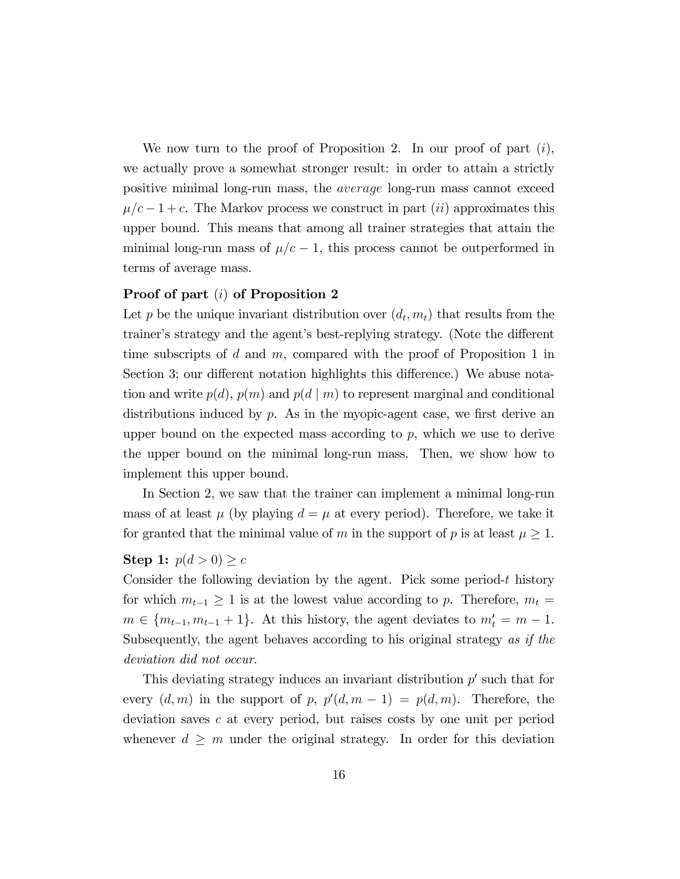We now turn to the proof of Proposition 2. In our proof of part $(i)$, we actually prove a somewhat stronger result: in order to attain a strictly positive minimal long-run mass, the *average* long-run mass cannot exceed $\mu/c - 1 + c$. The Markov process we construct in part $(ii)$ approximates this upper bound. This means that among all trainer strategies that attain the minimal long-run mass of $\mu/c - 1$, this process cannot be outperformed in terms of average mass.

**Proof of part $(i)$ of Proposition 2**

Let $p$ be the unique invariant distribution over $(d_t, m_t)$ that results from the trainer's strategy and the agent's best-replying strategy. (Note the different time subscripts of $d$ and $m$, compared with the proof of Proposition 1 in Section 3; our different notation highlights this difference.) We abuse notation and write $p(d)$, $p(m)$ and $p(d \mid m)$ to represent marginal and conditional distributions induced by $p$. As in the myopic-agent case, we first derive an upper bound on the expected mass according to $p$, which we use to derive the upper bound on the minimal long-run mass. Then, we show how to implement this upper bound.

In Section 2, we saw that the trainer can implement a minimal long-run mass of at least $\mu$ (by playing $d = \mu$ at every period). Therefore, we take it for granted that the minimal value of $m$ in the support of $p$ is at least $\mu \geq 1$.

**Step 1:** $p(d > 0) \geq c$

Consider the following deviation by the agent. Pick some period-$t$ history for which $m_{t-1} \geq 1$ is at the lowest value according to $p$. Therefore, $m_t = m \in \{m_{t-1}, m_{t-1} + 1\}$. At this history, the agent deviates to $m'_t = m - 1$. Subsequently, the agent behaves according to his original strategy *as if the deviation did not occur*.

This deviating strategy induces an invariant distribution $p'$ such that for every $(d, m)$ in the support of $p$, $p'(d, m - 1) = p(d, m)$. Therefore, the deviation saves $c$ at every period, but raises costs by one unit per period whenever $d \geq m$ under the original strategy. In order for this deviation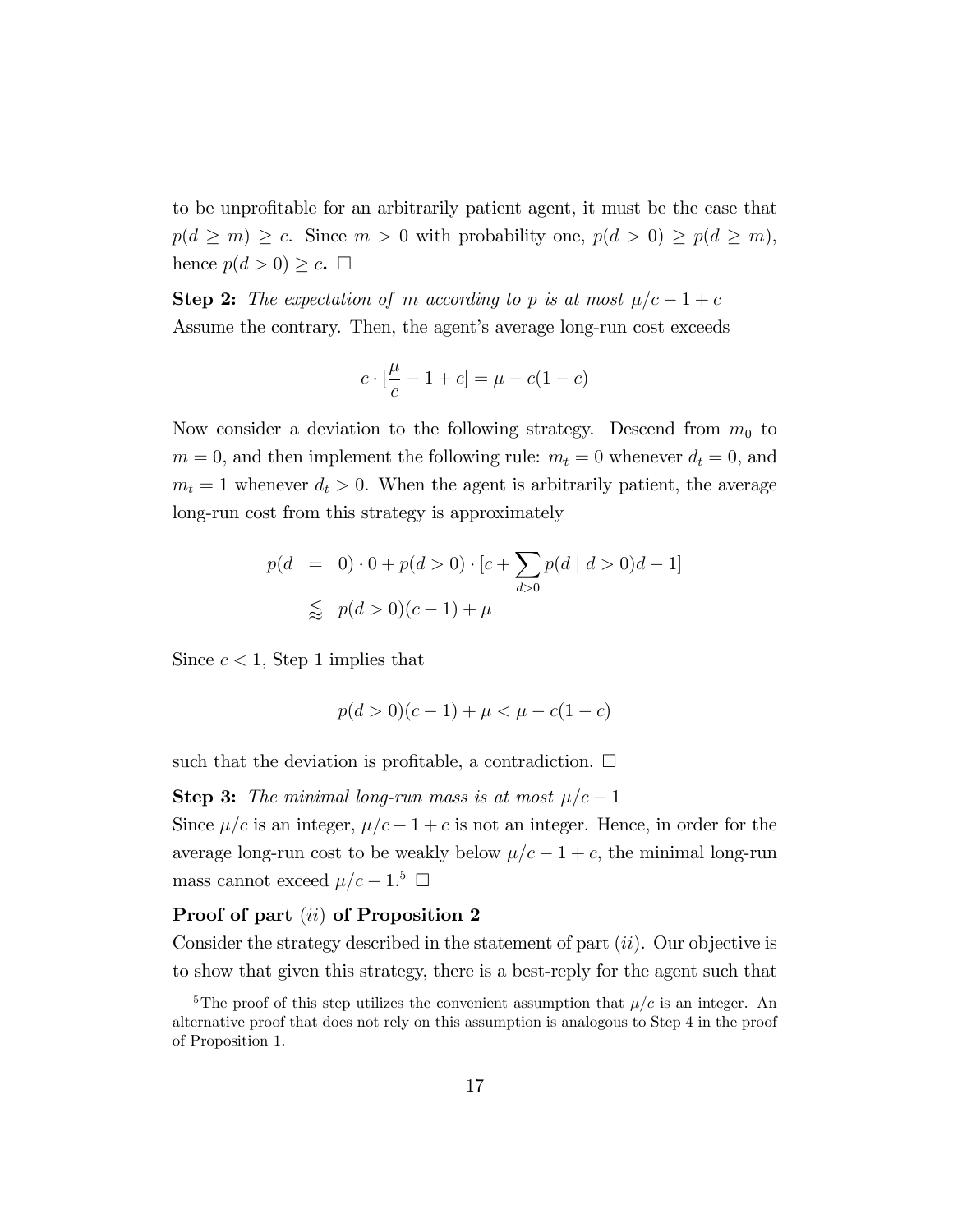to be unprofitable for an arbitrarily patient agent, it must be the case that $p(d \geq m) \geq c$. Since $m > 0$ with probability one, $p(d > 0) \geq p(d \geq m)$, hence $p(d > 0) \geq c$. $\square$

**Step 2:** *The expectation of $m$ according to $p$ is at most $\mu/c - 1 + c$*
Assume the contrary. Then, the agent's average long-run cost exceeds

$$c \cdot [\frac{\mu}{c} - 1 + c] = \mu - c(1-c)$$

Now consider a deviation to the following strategy. Descend from $m_0$ to $m = 0$, and then implement the following rule: $m_t = 0$ whenever $d_t = 0$, and $m_t = 1$ whenever $d_t > 0$. When the agent is arbitrarily patient, the average long-run cost from this strategy is approximately

$$\begin{aligned} p(d &= 0) \cdot 0 + p(d > 0) \cdot [c + \sum_{d>0} p(d \mid d > 0)d - 1] \\ &\lessapprox p(d > 0)(c-1) + \mu \end{aligned}$$

Since $c < 1$, Step 1 implies that

$$p(d > 0)(c-1) + \mu < \mu - c(1-c)$$

such that the deviation is profitable, a contradiction. $\square$

**Step 3:** *The minimal long-run mass is at most $\mu/c - 1$*
Since $\mu/c$ is an integer, $\mu/c - 1 + c$ is not an integer. Hence, in order for the average long-run cost to be weakly below $\mu/c - 1 + c$, the minimal long-run mass cannot exceed $\mu/c - 1$.[5] $\square$

**Proof of part $(ii)$ of Proposition 2**
Consider the strategy described in the statement of part $(ii)$. Our objective is to show that given this strategy, there is a best-reply for the agent such that

[5] The proof of this step utilizes the convenient assumption that $\mu/c$ is an integer. An alternative proof that does not rely on this assumption is analogous to Step 4 in the proof of Proposition 1.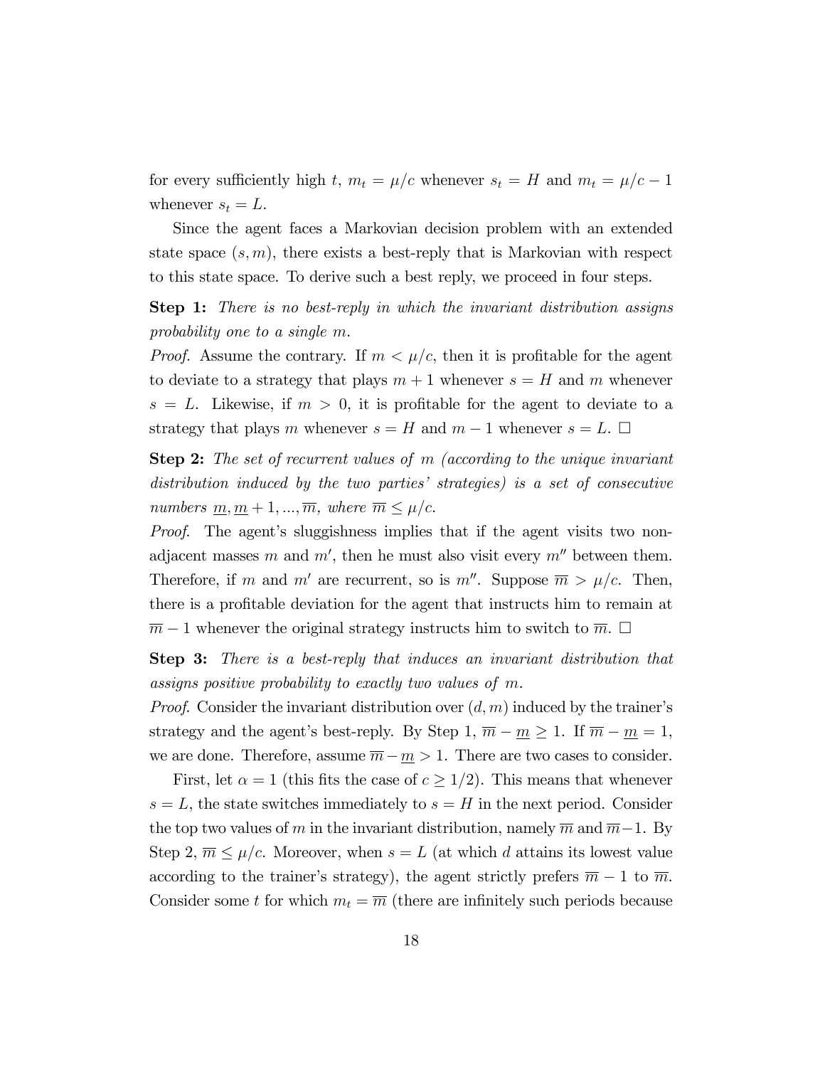for every sufficiently high $t$, $m_t = \mu/c$ whenever $s_t = H$ and $m_t = \mu/c - 1$ whenever $s_t = L$.

Since the agent faces a Markovian decision problem with an extended state space $(s, m)$, there exists a best-reply that is Markovian with respect to this state space. To derive such a best reply, we proceed in four steps.

**Step 1:** *There is no best-reply in which the invariant distribution assigns probability one to a single $m$.*

*Proof.* Assume the contrary. If $m < \mu/c$, then it is profitable for the agent to deviate to a strategy that plays $m + 1$ whenever $s = H$ and $m$ whenever $s = L$. Likewise, if $m > 0$, it is profitable for the agent to deviate to a strategy that plays $m$ whenever $s = H$ and $m - 1$ whenever $s = L$. □

**Step 2:** *The set of recurrent values of $m$ (according to the unique invariant distribution induced by the two parties' strategies) is a set of consecutive numbers $\underline{m}, \underline{m} + 1, ..., \overline{m}$, where $\overline{m} \leq \mu/c$.*

*Proof.* The agent's sluggishness implies that if the agent visits two non-adjacent masses $m$ and $m'$, then he must also visit every $m''$ between them. Therefore, if $m$ and $m'$ are recurrent, so is $m''$. Suppose $\overline{m} > \mu/c$. Then, there is a profitable deviation for the agent that instructs him to remain at $\overline{m} - 1$ whenever the original strategy instructs him to switch to $\overline{m}$. □

**Step 3:** *There is a best-reply that induces an invariant distribution that assigns positive probability to exactly two values of $m$.*

*Proof.* Consider the invariant distribution over $(d, m)$ induced by the trainer's strategy and the agent's best-reply. By Step 1, $\overline{m} - \underline{m} \geq 1$. If $\overline{m} - \underline{m} = 1$, we are done. Therefore, assume $\overline{m} - \underline{m} > 1$. There are two cases to consider.

First, let $\alpha = 1$ (this fits the case of $c \geq 1/2$). This means that whenever $s = L$, the state switches immediately to $s = H$ in the next period. Consider the top two values of $m$ in the invariant distribution, namely $\overline{m}$ and $\overline{m} - 1$. By Step 2, $\overline{m} \leq \mu/c$. Moreover, when $s = L$ (at which $d$ attains its lowest value according to the trainer's strategy), the agent strictly prefers $\overline{m} - 1$ to $\overline{m}$. Consider some $t$ for which $m_t = \overline{m}$ (there are infinitely such periods because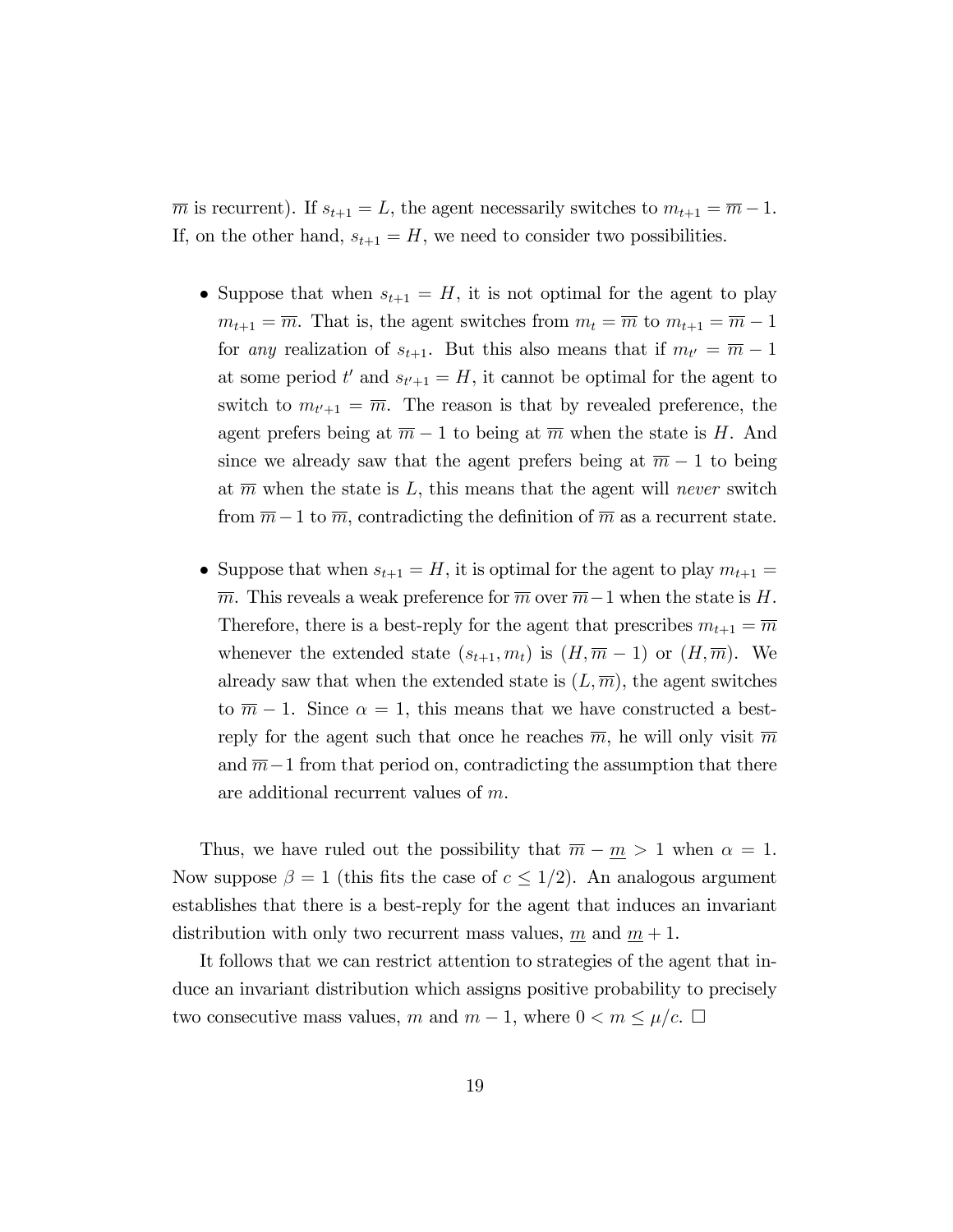$\overline{m}$ is recurrent). If $s_{t+1} = L$, the agent necessarily switches to $m_{t+1} = \overline{m} - 1$. If, on the other hand, $s_{t+1} = H$, we need to consider two possibilities.

- Suppose that when $s_{t+1} = H$, it is not optimal for the agent to play $m_{t+1} = \overline{m}$. That is, the agent switches from $m_t = \overline{m}$ to $m_{t+1} = \overline{m} - 1$ for *any* realization of $s_{t+1}$. But this also means that if $m_{t'} = \overline{m} - 1$ at some period $t'$ and $s_{t'+1} = H$, it cannot be optimal for the agent to switch to $m_{t'+1} = \overline{m}$. The reason is that by revealed preference, the agent prefers being at $\overline{m} - 1$ to being at $\overline{m}$ when the state is $H$. And since we already saw that the agent prefers being at $\overline{m} - 1$ to being at $\overline{m}$ when the state is $L$, this means that the agent will *never* switch from $\overline{m} - 1$ to $\overline{m}$, contradicting the definition of $\overline{m}$ as a recurrent state.

- Suppose that when $s_{t+1} = H$, it is optimal for the agent to play $m_{t+1} = \overline{m}$. This reveals a weak preference for $\overline{m}$ over $\overline{m} - 1$ when the state is $H$. Therefore, there is a best-reply for the agent that prescribes $m_{t+1} = \overline{m}$ whenever the extended state $(s_{t+1}, m_t)$ is $(H, \overline{m} - 1)$ or $(H, \overline{m})$. We already saw that when the extended state is $(L, \overline{m})$, the agent switches to $\overline{m} - 1$. Since $\alpha = 1$, this means that we have constructed a best-reply for the agent such that once he reaches $\overline{m}$, he will only visit $\overline{m}$ and $\overline{m} - 1$ from that period on, contradicting the assumption that there are additional recurrent values of $m$.

Thus, we have ruled out the possibility that $\overline{m} - \underline{m} > 1$ when $\alpha = 1$. Now suppose $\beta = 1$ (this fits the case of $c \leq 1/2$). An analogous argument establishes that there is a best-reply for the agent that induces an invariant distribution with only two recurrent mass values, $\underline{m}$ and $\underline{m} + 1$.

It follows that we can restrict attention to strategies of the agent that induce an invariant distribution which assigns positive probability to precisely two consecutive mass values, $m$ and $m - 1$, where $0 < m \leq \mu/c$. $\square$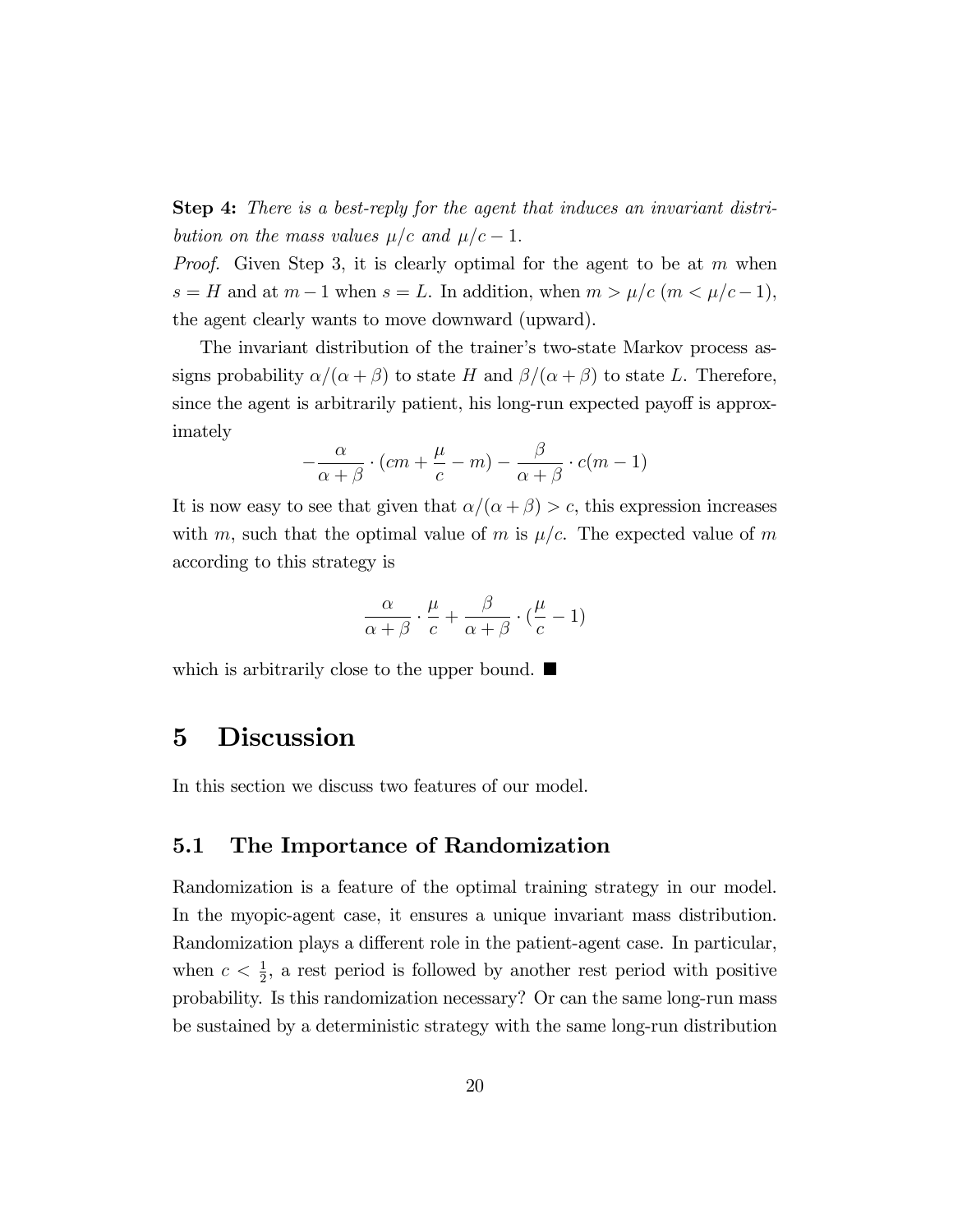**Step 4:** *There is a best-reply for the agent that induces an invariant distribution on the mass values $\mu/c$ and $\mu/c - 1$.*

*Proof.* Given Step 3, it is clearly optimal for the agent to be at $m$ when $s = H$ and at $m - 1$ when $s = L$. In addition, when $m > \mu/c$ ($m < \mu/c - 1$), the agent clearly wants to move downward (upward).

The invariant distribution of the trainer's two-state Markov process assigns probability $\alpha/(\alpha + \beta)$ to state $H$ and $\beta/(\alpha + \beta)$ to state $L$. Therefore, since the agent is arbitrarily patient, his long-run expected payoff is approximately

$$-\frac{\alpha}{\alpha + \beta} \cdot (cm + \frac{\mu}{c} - m) - \frac{\beta}{\alpha + \beta} \cdot c(m - 1)$$

It is now easy to see that given that $\alpha/(\alpha + \beta) > c$, this expression increases with $m$, such that the optimal value of $m$ is $\mu/c$. The expected value of $m$ according to this strategy is

$$\frac{\alpha}{\alpha + \beta} \cdot \frac{\mu}{c} + \frac{\beta}{\alpha + \beta} \cdot (\frac{\mu}{c} - 1)$$

which is arbitrarily close to the upper bound. ■

# 5 Discussion

In this section we discuss two features of our model.

## 5.1 The Importance of Randomization

Randomization is a feature of the optimal training strategy in our model. In the myopic-agent case, it ensures a unique invariant mass distribution. Randomization plays a different role in the patient-agent case. In particular, when $c < \frac{1}{2}$, a rest period is followed by another rest period with positive probability. Is this randomization necessary? Or can the same long-run mass be sustained by a deterministic strategy with the same long-run distribution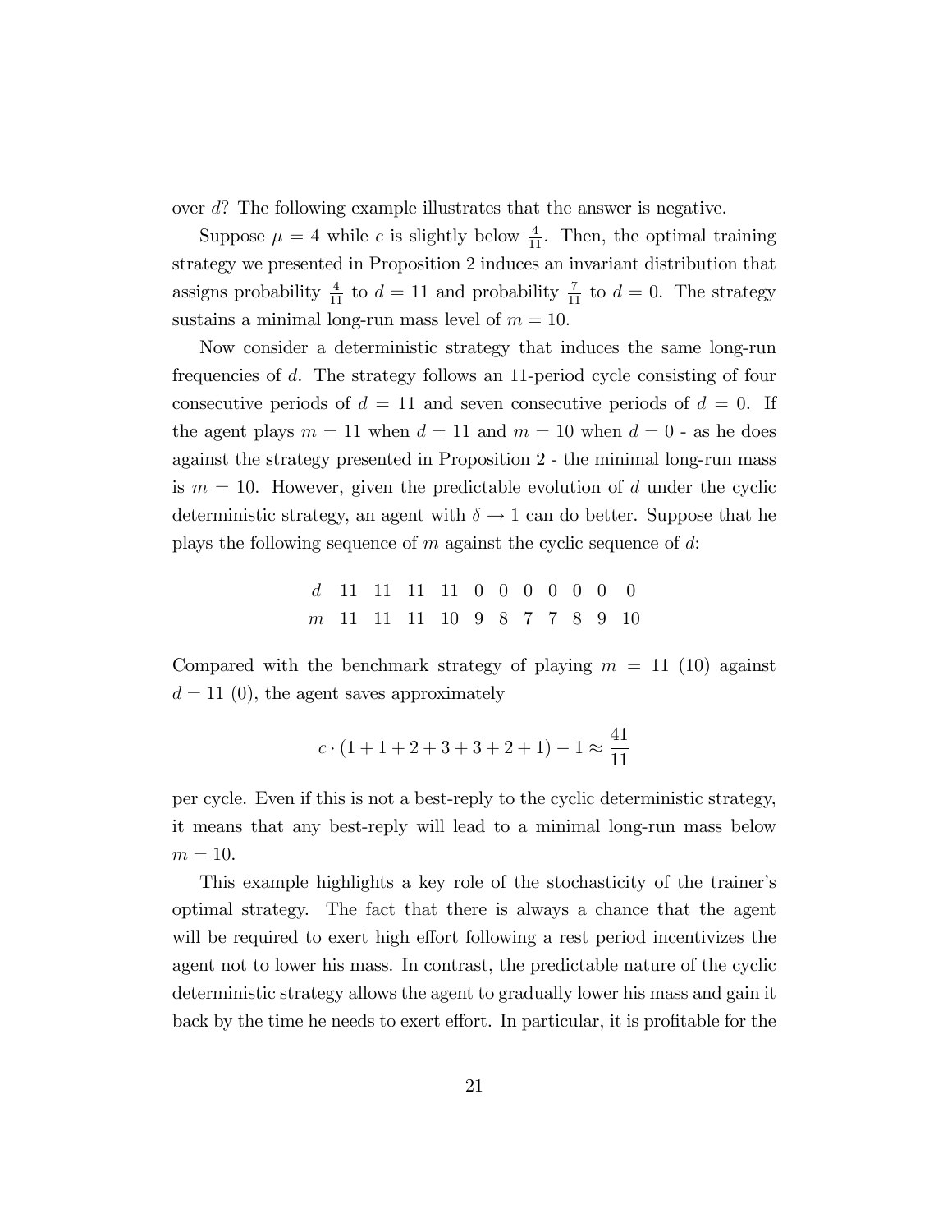over $d$? The following example illustrates that the answer is negative.

Suppose $\mu = 4$ while $c$ is slightly below $\frac{4}{11}$. Then, the optimal training strategy we presented in Proposition 2 induces an invariant distribution that assigns probability $\frac{4}{11}$ to $d = 11$ and probability $\frac{7}{11}$ to $d = 0$. The strategy sustains a minimal long-run mass level of $m = 10$.

Now consider a deterministic strategy that induces the same long-run frequencies of $d$. The strategy follows an 11-period cycle consisting of four consecutive periods of $d = 11$ and seven consecutive periods of $d = 0$. If the agent plays $m = 11$ when $d = 11$ and $m = 10$ when $d = 0$ - as he does against the strategy presented in Proposition 2 - the minimal long-run mass is $m = 10$. However, given the predictable evolution of $d$ under the cyclic deterministic strategy, an agent with $\delta \to 1$ can do better. Suppose that he plays the following sequence of $m$ against the cyclic sequence of $d$:

| $d$ | 11 | 11 | 11 | 11 | 0 | 0 | 0 | 0 | 0 | 0 | 0 |
|---|---|---|---|---|---|---|---|---|---|---|---|
| $m$ | 11 | 11 | 11 | 10 | 9 | 8 | 7 | 7 | 8 | 9 | 10 |

Compared with the benchmark strategy of playing $m = 11$ (10) against $d = 11$ (0), the agent saves approximately

$$c \cdot (1 + 1 + 2 + 3 + 3 + 2 + 1) - 1 \approx \frac{41}{11}$$

per cycle. Even if this is not a best-reply to the cyclic deterministic strategy, it means that any best-reply will lead to a minimal long-run mass below $m = 10$.

This example highlights a key role of the stochasticity of the trainer's optimal strategy. The fact that there is always a chance that the agent will be required to exert high effort following a rest period incentivizes the agent not to lower his mass. In contrast, the predictable nature of the cyclic deterministic strategy allows the agent to gradually lower his mass and gain it back by the time he needs to exert effort. In particular, it is profitable for the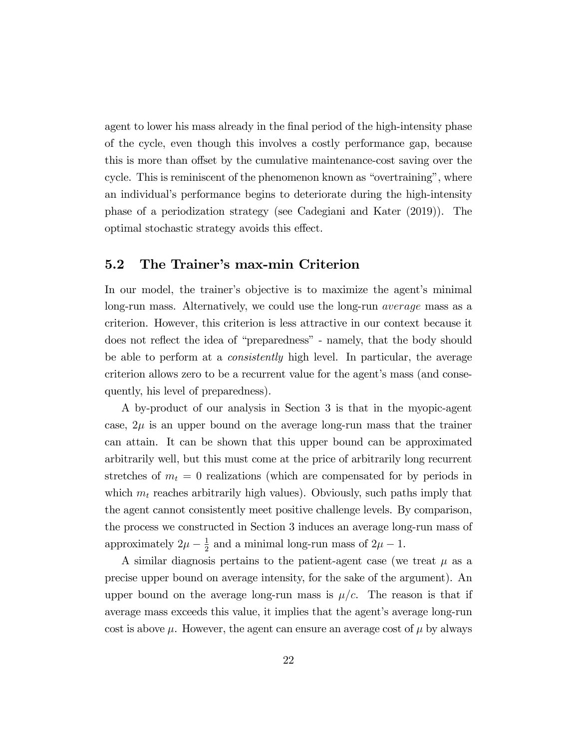agent to lower his mass already in the final period of the high-intensity phase of the cycle, even though this involves a costly performance gap, because this is more than offset by the cumulative maintenance-cost saving over the cycle. This is reminiscent of the phenomenon known as "overtraining", where an individual's performance begins to deteriorate during the high-intensity phase of a periodization strategy (see Cadegiani and Kater (2019)). The optimal stochastic strategy avoids this effect.

## 5.2 The Trainer's max-min Criterion

In our model, the trainer's objective is to maximize the agent's minimal long-run mass. Alternatively, we could use the long-run *average* mass as a criterion. However, this criterion is less attractive in our context because it does not reflect the idea of "preparedness" - namely, that the body should be able to perform at a *consistently* high level. In particular, the average criterion allows zero to be a recurrent value for the agent's mass (and consequently, his level of preparedness).

A by-product of our analysis in Section 3 is that in the myopic-agent case, $2\mu$ is an upper bound on the average long-run mass that the trainer can attain. It can be shown that this upper bound can be approximated arbitrarily well, but this must come at the price of arbitrarily long recurrent stretches of $m_t = 0$ realizations (which are compensated for by periods in which $m_t$ reaches arbitrarily high values). Obviously, such paths imply that the agent cannot consistently meet positive challenge levels. By comparison, the process we constructed in Section 3 induces an average long-run mass of approximately $2\mu - \frac{1}{2}$ and a minimal long-run mass of $2\mu - 1$.

A similar diagnosis pertains to the patient-agent case (we treat $\mu$ as a precise upper bound on average intensity, for the sake of the argument). An upper bound on the average long-run mass is $\mu/c$. The reason is that if average mass exceeds this value, it implies that the agent's average long-run cost is above $\mu$. However, the agent can ensure an average cost of $\mu$ by always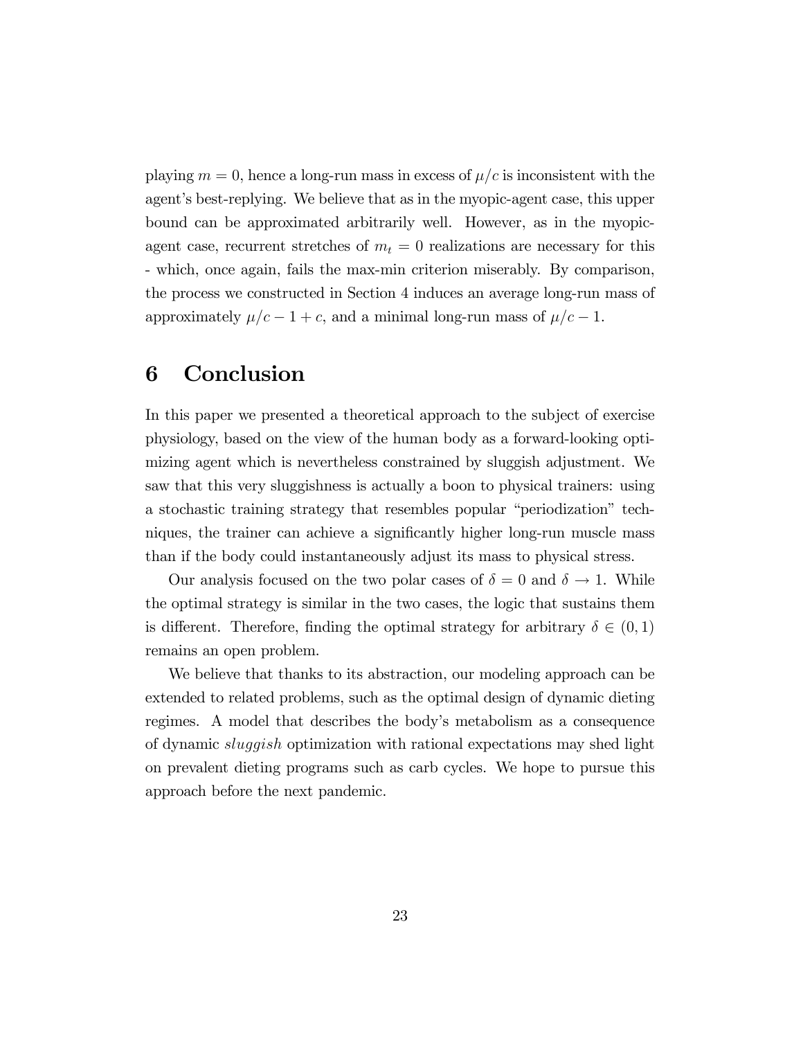playing $m = 0$, hence a long-run mass in excess of $\mu/c$ is inconsistent with the agent's best-replying. We believe that as in the myopic-agent case, this upper bound can be approximated arbitrarily well. However, as in the myopic-agent case, recurrent stretches of $m_t = 0$ realizations are necessary for this - which, once again, fails the max-min criterion miserably. By comparison, the process we constructed in Section 4 induces an average long-run mass of approximately $\mu/c - 1 + c$, and a minimal long-run mass of $\mu/c - 1$.

# 6 Conclusion

In this paper we presented a theoretical approach to the subject of exercise physiology, based on the view of the human body as a forward-looking optimizing agent which is nevertheless constrained by sluggish adjustment. We saw that this very sluggishness is actually a boon to physical trainers: using a stochastic training strategy that resembles popular "periodization" techniques, the trainer can achieve a significantly higher long-run muscle mass than if the body could instantaneously adjust its mass to physical stress.

Our analysis focused on the two polar cases of $\delta = 0$ and $\delta \to 1$. While the optimal strategy is similar in the two cases, the logic that sustains them is different. Therefore, finding the optimal strategy for arbitrary $\delta \in (0, 1)$ remains an open problem.

We believe that thanks to its abstraction, our modeling approach can be extended to related problems, such as the optimal design of dynamic dieting regimes. A model that describes the body's metabolism as a consequence of dynamic *sluggish* optimization with rational expectations may shed light on prevalent dieting programs such as carb cycles. We hope to pursue this approach before the next pandemic.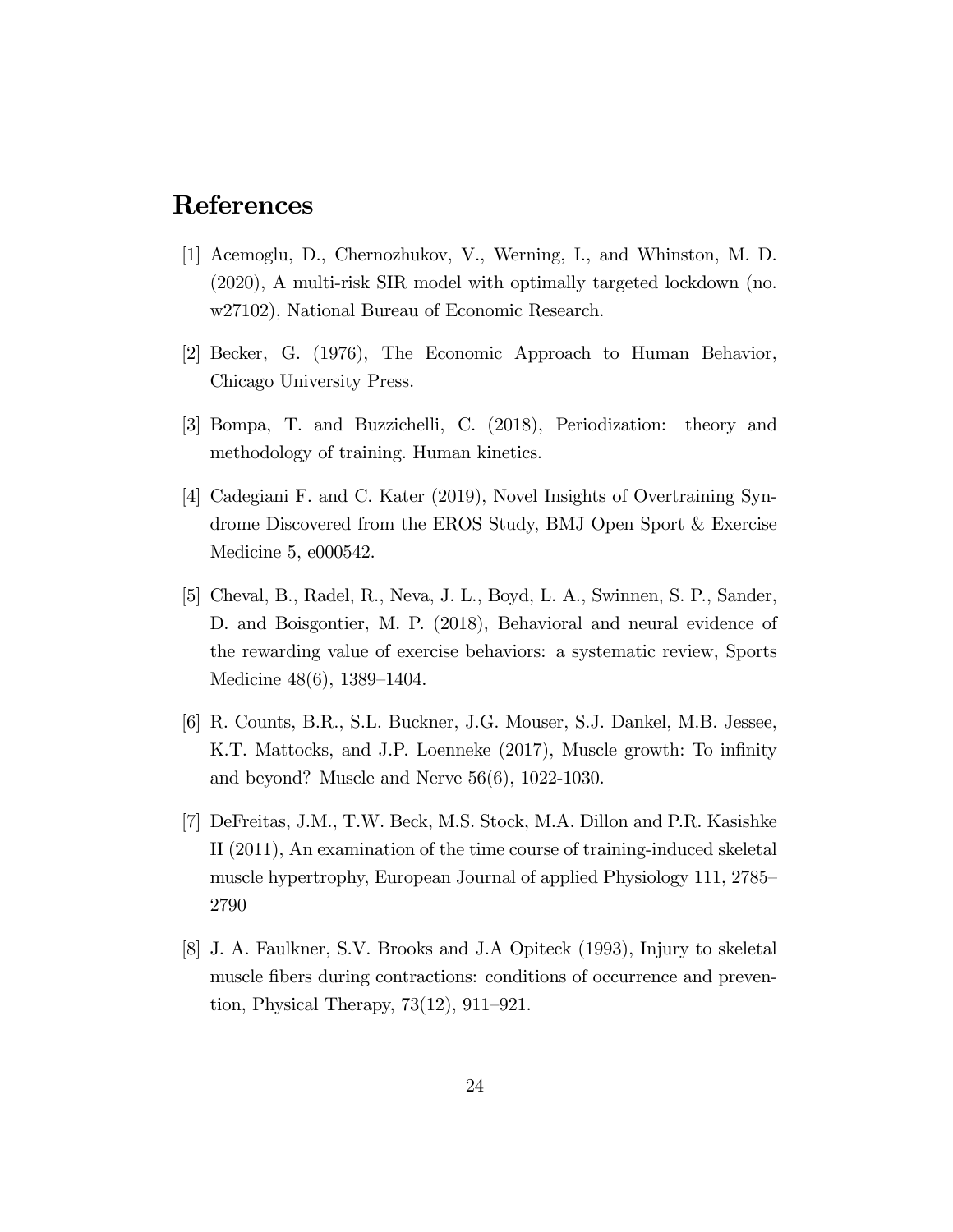# References

[1] Acemoglu, D., Chernozhukov, V., Werning, I., and Whinston, M. D. (2020), A multi-risk SIR model with optimally targeted lockdown (no. w27102), National Bureau of Economic Research.

[2] Becker, G. (1976), The Economic Approach to Human Behavior, Chicago University Press.

[3] Bompa, T. and Buzzichelli, C. (2018), Periodization: theory and methodology of training. Human kinetics.

[4] Cadegiani F. and C. Kater (2019), Novel Insights of Overtraining Syndrome Discovered from the EROS Study, BMJ Open Sport & Exercise Medicine 5, e000542.

[5] Cheval, B., Radel, R., Neva, J. L., Boyd, L. A., Swinnen, S. P., Sander, D. and Boisgontier, M. P. (2018), Behavioral and neural evidence of the rewarding value of exercise behaviors: a systematic review, Sports Medicine 48(6), 1389–1404.

[6] R. Counts, B.R., S.L. Buckner, J.G. Mouser, S.J. Dankel, M.B. Jessee, K.T. Mattocks, and J.P. Loenneke (2017), Muscle growth: To infinity and beyond? Muscle and Nerve 56(6), 1022-1030.

[7] DeFreitas, J.M., T.W. Beck, M.S. Stock, M.A. Dillon and P.R. Kasishke II (2011), An examination of the time course of training-induced skeletal muscle hypertrophy, European Journal of applied Physiology 111, 2785–2790

[8] J. A. Faulkner, S.V. Brooks and J.A Opiteck (1993), Injury to skeletal muscle fibers during contractions: conditions of occurrence and prevention, Physical Therapy, 73(12), 911–921.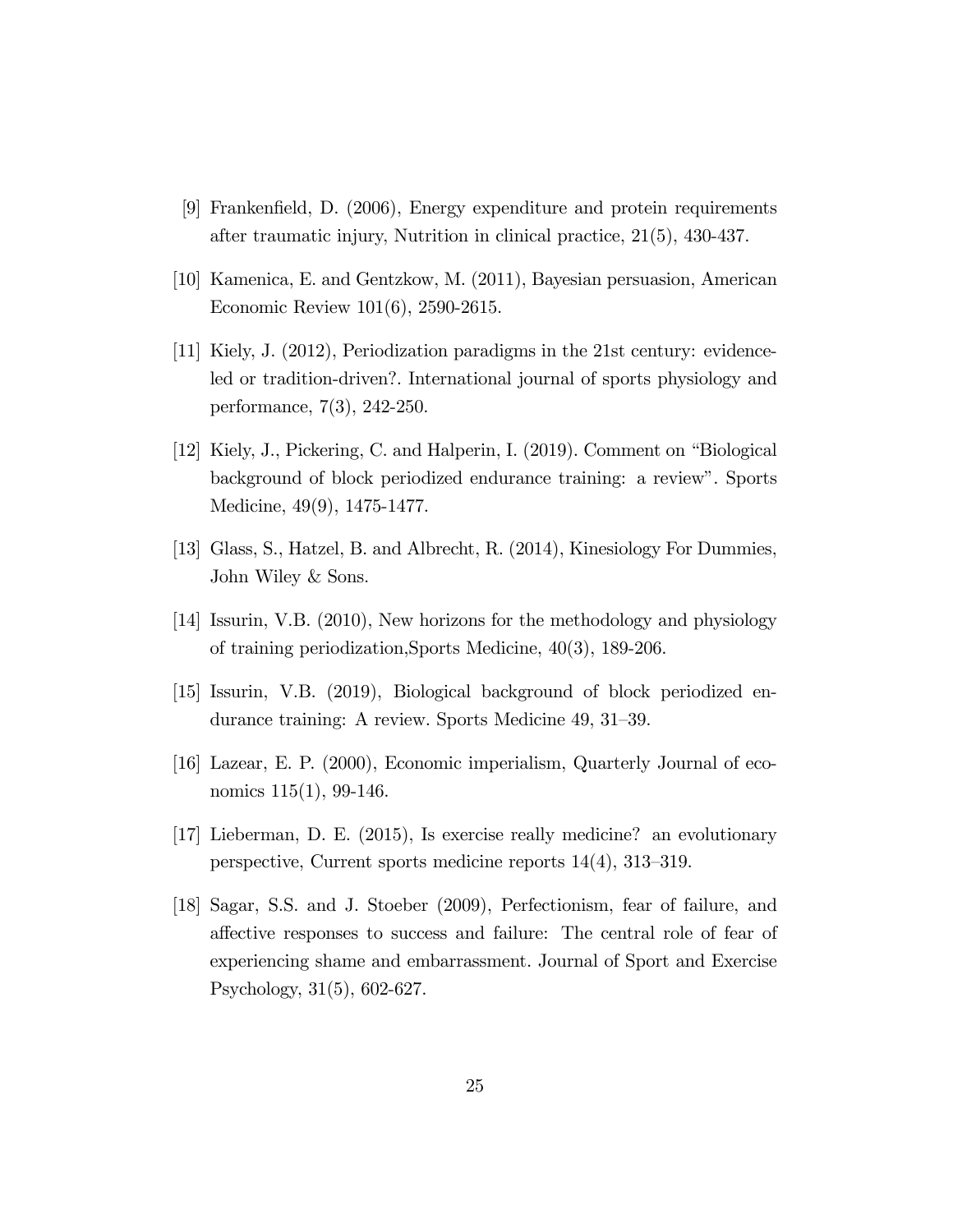[9] Frankenfield, D. (2006), Energy expenditure and protein requirements after traumatic injury, Nutrition in clinical practice, 21(5), 430-437.

[10] Kamenica, E. and Gentzkow, M. (2011), Bayesian persuasion, American Economic Review 101(6), 2590-2615.

[11] Kiely, J. (2012), Periodization paradigms in the 21st century: evidence-led or tradition-driven?. International journal of sports physiology and performance, 7(3), 242-250.

[12] Kiely, J., Pickering, C. and Halperin, I. (2019). Comment on "Biological background of block periodized endurance training: a review". Sports Medicine, 49(9), 1475-1477.

[13] Glass, S., Hatzel, B. and Albrecht, R. (2014), Kinesiology For Dummies, John Wiley & Sons.

[14] Issurin, V.B. (2010), New horizons for the methodology and physiology of training periodization,Sports Medicine, 40(3), 189-206.

[15] Issurin, V.B. (2019), Biological background of block periodized endurance training: A review. Sports Medicine 49, 31–39.

[16] Lazear, E. P. (2000), Economic imperialism, Quarterly Journal of economics 115(1), 99-146.

[17] Lieberman, D. E. (2015), Is exercise really medicine? an evolutionary perspective, Current sports medicine reports 14(4), 313–319.

[18] Sagar, S.S. and J. Stoeber (2009), Perfectionism, fear of failure, and affective responses to success and failure: The central role of fear of experiencing shame and embarrassment. Journal of Sport and Exercise Psychology, 31(5), 602-627.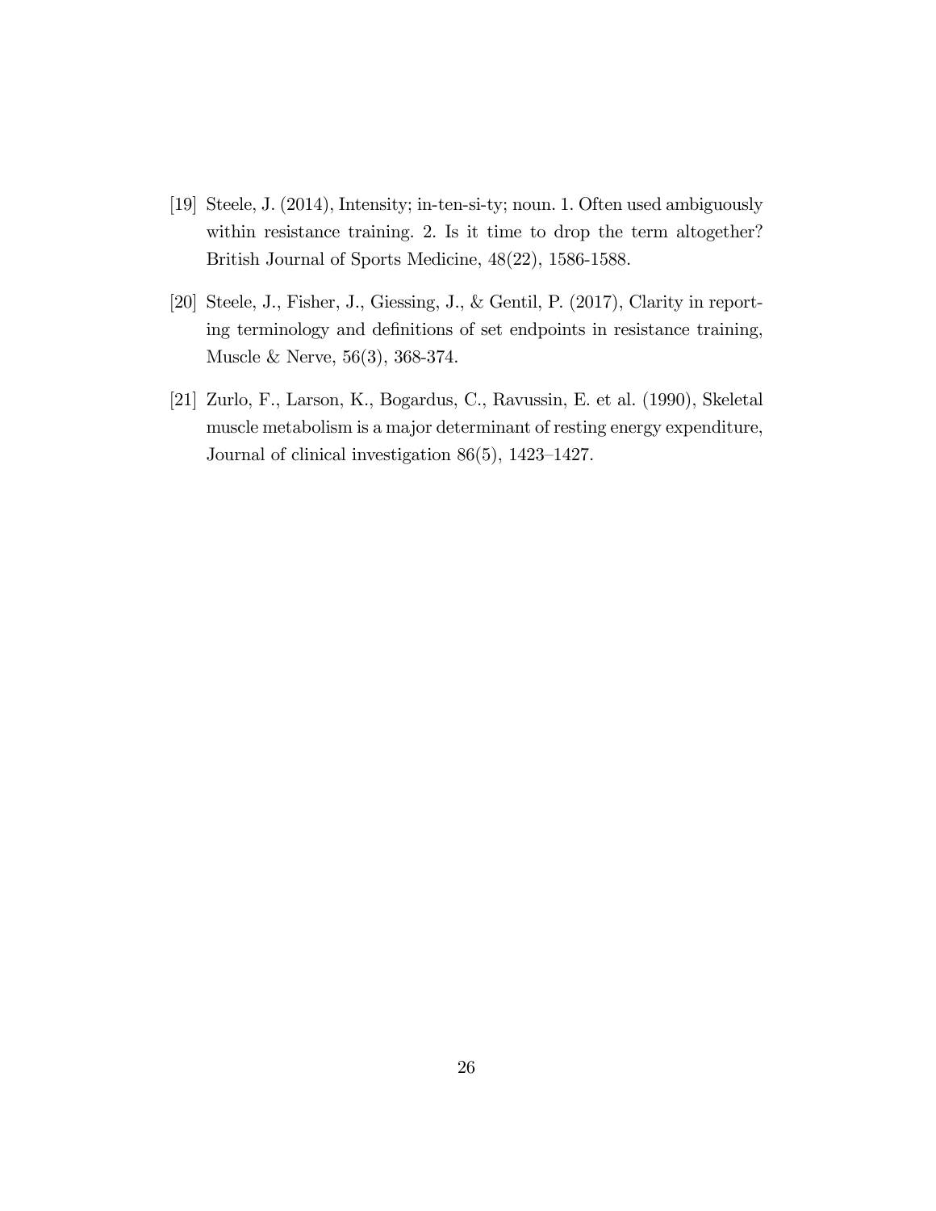[19] Steele, J. (2014), Intensity; in-ten-si-ty; noun. 1. Often used ambiguously within resistance training. 2. Is it time to drop the term altogether? British Journal of Sports Medicine, 48(22), 1586-1588.

[20] Steele, J., Fisher, J., Giessing, J., & Gentil, P. (2017), Clarity in reporting terminology and definitions of set endpoints in resistance training, Muscle & Nerve, 56(3), 368-374.

[21] Zurlo, F., Larson, K., Bogardus, C., Ravussin, E. et al. (1990), Skeletal muscle metabolism is a major determinant of resting energy expenditure, Journal of clinical investigation 86(5), 1423–1427.